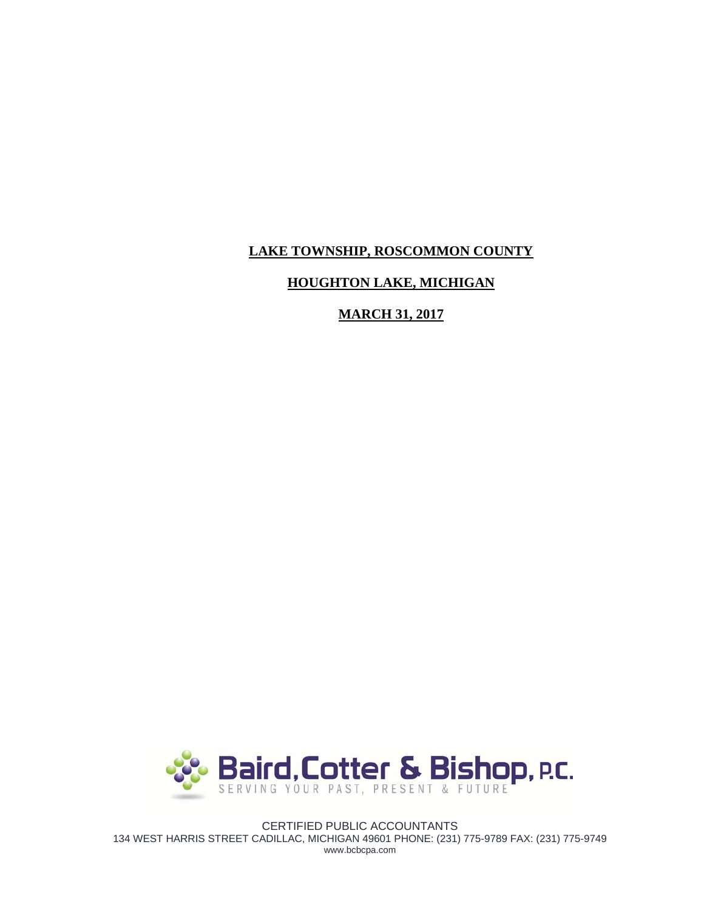**LAKE TOWNSHIP, ROSCOMMON COUNTY**

**HOUGHTON LAKE, MICHIGAN**

**MARCH 31, 2017**

Baird, Cotter & Bishop, P.C.
SERVING YOUR PAST, PRESENT & FUTURE

CERTIFIED PUBLIC ACCOUNTANTS
134 WEST HARRIS STREET CADILLAC, MICHIGAN 49601 PHONE: (231) 775-9789 FAX: (231) 775-9749
www.bcbcpa.com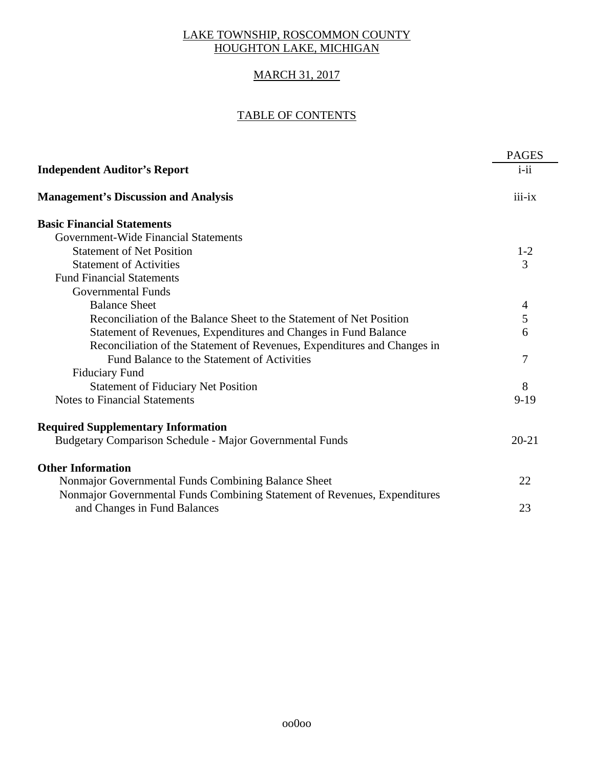LAKE TOWNSHIP, ROSCOMMON COUNTY
HOUGHTON LAKE, MICHIGAN

MARCH 31, 2017

TABLE OF CONTENTS

| | PAGES |
|---|---|
| **Independent Auditor's Report** | i-ii |
| **Management's Discussion and Analysis** | iii-ix |
| **Basic Financial Statements** | |
| Government-Wide Financial Statements | |
| Statement of Net Position | 1-2 |
| Statement of Activities | 3 |
| Fund Financial Statements | |
| Governmental Funds | |
| Balance Sheet | 4 |
| Reconciliation of the Balance Sheet to the Statement of Net Position | 5 |
| Statement of Revenues, Expenditures and Changes in Fund Balance | 6 |
| Reconciliation of the Statement of Revenues, Expenditures and Changes in Fund Balance to the Statement of Activities | 7 |
| Fiduciary Fund | |
| Statement of Fiduciary Net Position | 8 |
| Notes to Financial Statements | 9-19 |
| **Required Supplementary Information** | |
| Budgetary Comparison Schedule - Major Governmental Funds | 20-21 |
| **Other Information** | |
| Nonmajor Governmental Funds Combining Balance Sheet | 22 |
| Nonmajor Governmental Funds Combining Statement of Revenues, Expenditures and Changes in Fund Balances | 23 |

oo0oo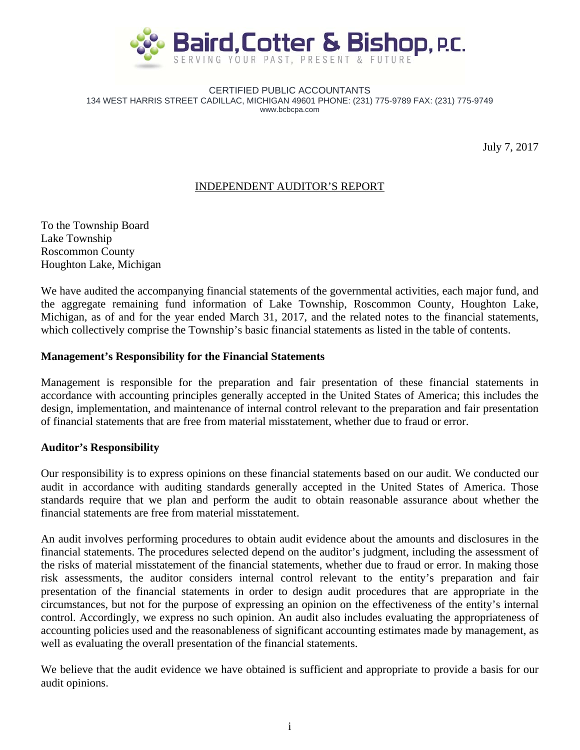**Baird, Cotter & Bishop, P.C.**
SERVING YOUR PAST, PRESENT & FUTURE

CERTIFIED PUBLIC ACCOUNTANTS
134 WEST HARRIS STREET CADILLAC, MICHIGAN 49601 PHONE: (231) 775-9789 FAX: (231) 775-9749
www.bcbcpa.com

July 7, 2017

## INDEPENDENT AUDITOR'S REPORT

To the Township Board
Lake Township
Roscommon County
Houghton Lake, Michigan

We have audited the accompanying financial statements of the governmental activities, each major fund, and the aggregate remaining fund information of Lake Township, Roscommon County, Houghton Lake, Michigan, as of and for the year ended March 31, 2017, and the related notes to the financial statements, which collectively comprise the Township's basic financial statements as listed in the table of contents.

**Management's Responsibility for the Financial Statements**

Management is responsible for the preparation and fair presentation of these financial statements in accordance with accounting principles generally accepted in the United States of America; this includes the design, implementation, and maintenance of internal control relevant to the preparation and fair presentation of financial statements that are free from material misstatement, whether due to fraud or error.

**Auditor's Responsibility**

Our responsibility is to express opinions on these financial statements based on our audit. We conducted our audit in accordance with auditing standards generally accepted in the United States of America. Those standards require that we plan and perform the audit to obtain reasonable assurance about whether the financial statements are free from material misstatement.

An audit involves performing procedures to obtain audit evidence about the amounts and disclosures in the financial statements. The procedures selected depend on the auditor's judgment, including the assessment of the risks of material misstatement of the financial statements, whether due to fraud or error. In making those risk assessments, the auditor considers internal control relevant to the entity's preparation and fair presentation of the financial statements in order to design audit procedures that are appropriate in the circumstances, but not for the purpose of expressing an opinion on the effectiveness of the entity's internal control. Accordingly, we express no such opinion. An audit also includes evaluating the appropriateness of accounting policies used and the reasonableness of significant accounting estimates made by management, as well as evaluating the overall presentation of the financial statements.

We believe that the audit evidence we have obtained is sufficient and appropriate to provide a basis for our audit opinions.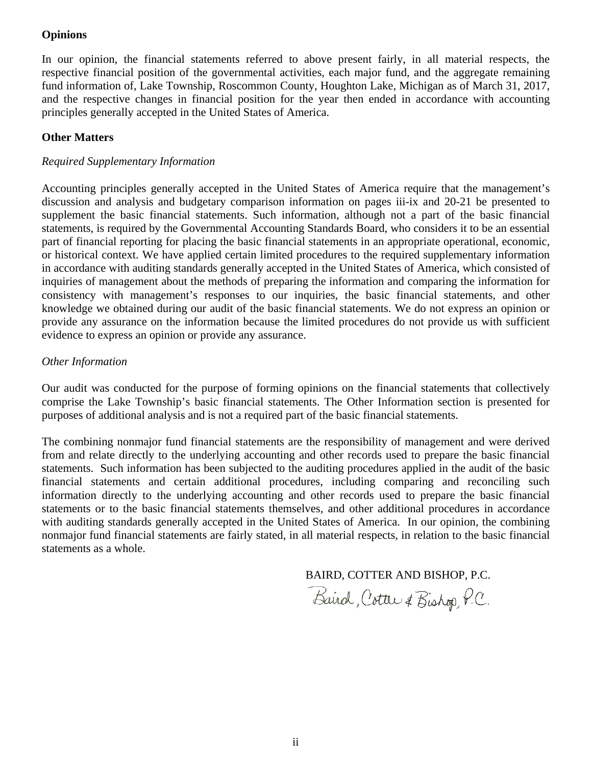**Opinions**

In our opinion, the financial statements referred to above present fairly, in all material respects, the respective financial position of the governmental activities, each major fund, and the aggregate remaining fund information of, Lake Township, Roscommon County, Houghton Lake, Michigan as of March 31, 2017, and the respective changes in financial position for the year then ended in accordance with accounting principles generally accepted in the United States of America.

**Other Matters**

*Required Supplementary Information*

Accounting principles generally accepted in the United States of America require that the management's discussion and analysis and budgetary comparison information on pages iii-ix and 20-21 be presented to supplement the basic financial statements. Such information, although not a part of the basic financial statements, is required by the Governmental Accounting Standards Board, who considers it to be an essential part of financial reporting for placing the basic financial statements in an appropriate operational, economic, or historical context. We have applied certain limited procedures to the required supplementary information in accordance with auditing standards generally accepted in the United States of America, which consisted of inquiries of management about the methods of preparing the information and comparing the information for consistency with management's responses to our inquiries, the basic financial statements, and other knowledge we obtained during our audit of the basic financial statements. We do not express an opinion or provide any assurance on the information because the limited procedures do not provide us with sufficient evidence to express an opinion or provide any assurance.

*Other Information*

Our audit was conducted for the purpose of forming opinions on the financial statements that collectively comprise the Lake Township's basic financial statements. The Other Information section is presented for purposes of additional analysis and is not a required part of the basic financial statements.

The combining nonmajor fund financial statements are the responsibility of management and were derived from and relate directly to the underlying accounting and other records used to prepare the basic financial statements. Such information has been subjected to the auditing procedures applied in the audit of the basic financial statements and certain additional procedures, including comparing and reconciling such information directly to the underlying accounting and other records used to prepare the basic financial statements or to the basic financial statements themselves, and other additional procedures in accordance with auditing standards generally accepted in the United States of America. In our opinion, the combining nonmajor fund financial statements are fairly stated, in all material respects, in relation to the basic financial statements as a whole.

BAIRD, COTTER AND BISHOP, P.C.

Baird, Cotter & Bishop, P.C.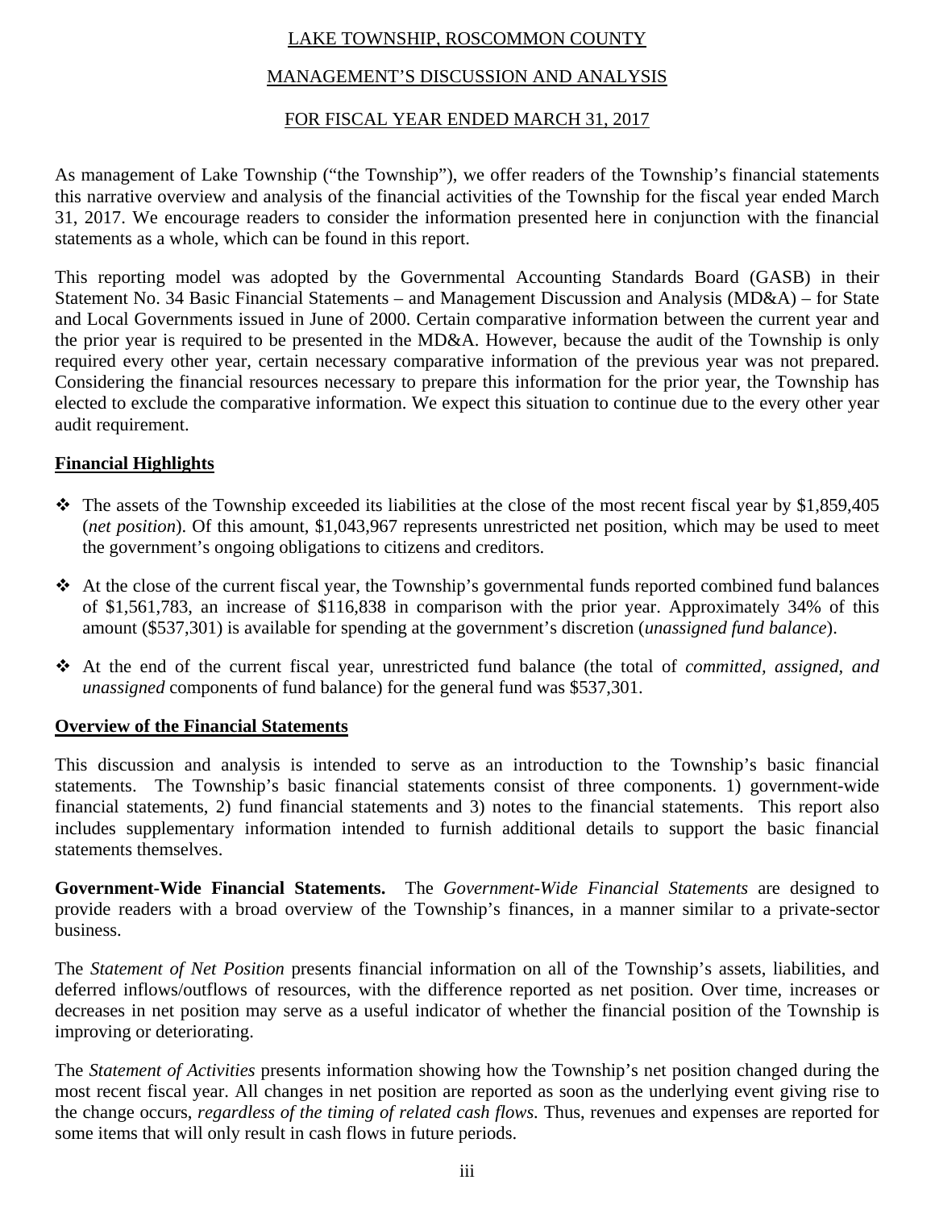# LAKE TOWNSHIP, ROSCOMMON COUNTY

## MANAGEMENT'S DISCUSSION AND ANALYSIS

## FOR FISCAL YEAR ENDED MARCH 31, 2017

As management of Lake Township ("the Township"), we offer readers of the Township's financial statements this narrative overview and analysis of the financial activities of the Township for the fiscal year ended March 31, 2017. We encourage readers to consider the information presented here in conjunction with the financial statements as a whole, which can be found in this report.

This reporting model was adopted by the Governmental Accounting Standards Board (GASB) in their Statement No. 34 Basic Financial Statements – and Management Discussion and Analysis (MD&A) – for State and Local Governments issued in June of 2000. Certain comparative information between the current year and the prior year is required to be presented in the MD&A. However, because the audit of the Township is only required every other year, certain necessary comparative information of the previous year was not prepared. Considering the financial resources necessary to prepare this information for the prior year, the Township has elected to exclude the comparative information. We expect this situation to continue due to the every other year audit requirement.

### Financial Highlights

- The assets of the Township exceeded its liabilities at the close of the most recent fiscal year by $1,859,405 (*net position*). Of this amount, $1,043,967 represents unrestricted net position, which may be used to meet the government's ongoing obligations to citizens and creditors.
- At the close of the current fiscal year, the Township's governmental funds reported combined fund balances of $1,561,783, an increase of $116,838 in comparison with the prior year. Approximately 34% of this amount ($537,301) is available for spending at the government's discretion (*unassigned fund balance*).
- At the end of the current fiscal year, unrestricted fund balance (the total of *committed, assigned, and unassigned* components of fund balance) for the general fund was $537,301.

### Overview of the Financial Statements

This discussion and analysis is intended to serve as an introduction to the Township's basic financial statements. The Township's basic financial statements consist of three components. 1) government-wide financial statements, 2) fund financial statements and 3) notes to the financial statements. This report also includes supplementary information intended to furnish additional details to support the basic financial statements themselves.

**Government-Wide Financial Statements.** The *Government-Wide Financial Statements* are designed to provide readers with a broad overview of the Township's finances, in a manner similar to a private-sector business.

The *Statement of Net Position* presents financial information on all of the Township's assets, liabilities, and deferred inflows/outflows of resources, with the difference reported as net position. Over time, increases or decreases in net position may serve as a useful indicator of whether the financial position of the Township is improving or deteriorating.

The *Statement of Activities* presents information showing how the Township's net position changed during the most recent fiscal year. All changes in net position are reported as soon as the underlying event giving rise to the change occurs, *regardless of the timing of related cash flows.* Thus, revenues and expenses are reported for some items that will only result in cash flows in future periods.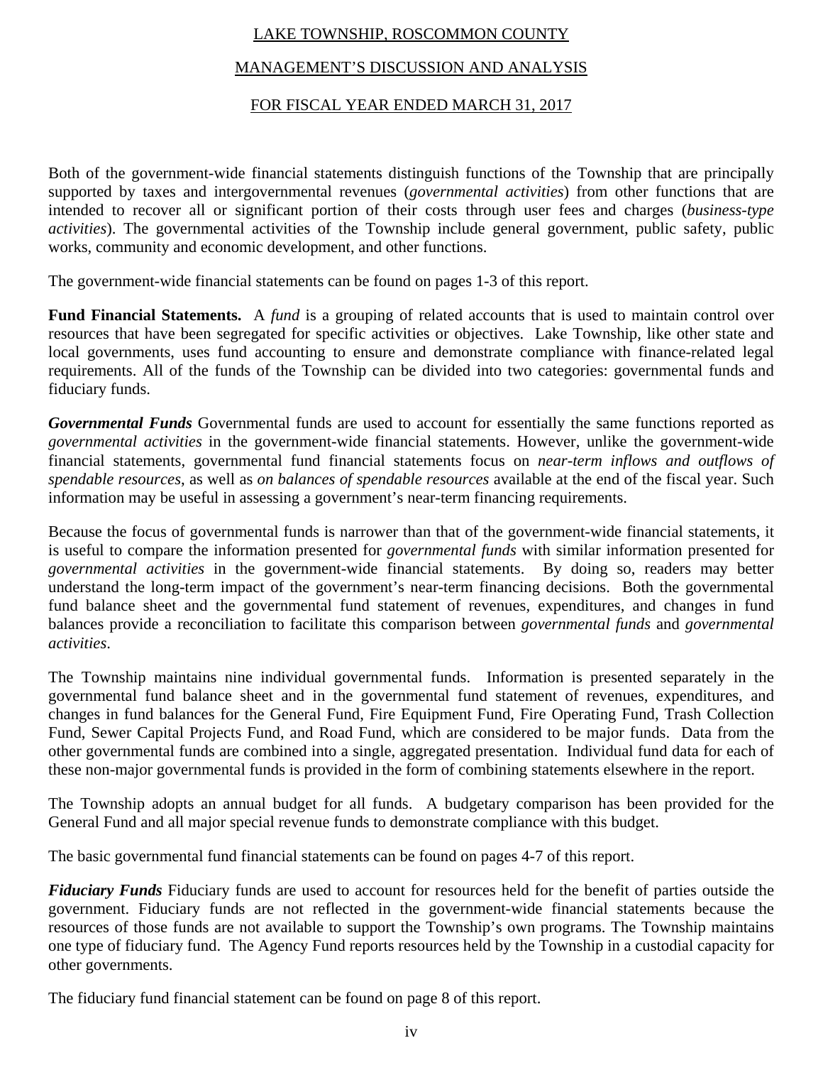Both of the government-wide financial statements distinguish functions of the Township that are principally supported by taxes and intergovernmental revenues (*governmental activities*) from other functions that are intended to recover all or significant portion of their costs through user fees and charges (*business-type activities*). The governmental activities of the Township include general government, public safety, public works, community and economic development, and other functions.

The government-wide financial statements can be found on pages 1-3 of this report.

**Fund Financial Statements.** A *fund* is a grouping of related accounts that is used to maintain control over resources that have been segregated for specific activities or objectives. Lake Township, like other state and local governments, uses fund accounting to ensure and demonstrate compliance with finance-related legal requirements. All of the funds of the Township can be divided into two categories: governmental funds and fiduciary funds.

***Governmental Funds*** Governmental funds are used to account for essentially the same functions reported as *governmental activities* in the government-wide financial statements. However, unlike the government-wide financial statements, governmental fund financial statements focus on *near-term inflows and outflows of spendable resources*, as well as *on balances of spendable resources* available at the end of the fiscal year. Such information may be useful in assessing a government's near-term financing requirements.

Because the focus of governmental funds is narrower than that of the government-wide financial statements, it is useful to compare the information presented for *governmental funds* with similar information presented for *governmental activities* in the government-wide financial statements. By doing so, readers may better understand the long-term impact of the government's near-term financing decisions. Both the governmental fund balance sheet and the governmental fund statement of revenues, expenditures, and changes in fund balances provide a reconciliation to facilitate this comparison between *governmental funds* and *governmental activities*.

The Township maintains nine individual governmental funds. Information is presented separately in the governmental fund balance sheet and in the governmental fund statement of revenues, expenditures, and changes in fund balances for the General Fund, Fire Equipment Fund, Fire Operating Fund, Trash Collection Fund, Sewer Capital Projects Fund, and Road Fund, which are considered to be major funds. Data from the other governmental funds are combined into a single, aggregated presentation. Individual fund data for each of these non-major governmental funds is provided in the form of combining statements elsewhere in the report.

The Township adopts an annual budget for all funds. A budgetary comparison has been provided for the General Fund and all major special revenue funds to demonstrate compliance with this budget.

The basic governmental fund financial statements can be found on pages 4-7 of this report.

***Fiduciary Funds*** Fiduciary funds are used to account for resources held for the benefit of parties outside the government. Fiduciary funds are not reflected in the government-wide financial statements because the resources of those funds are not available to support the Township's own programs. The Township maintains one type of fiduciary fund. The Agency Fund reports resources held by the Township in a custodial capacity for other governments.

The fiduciary fund financial statement can be found on page 8 of this report.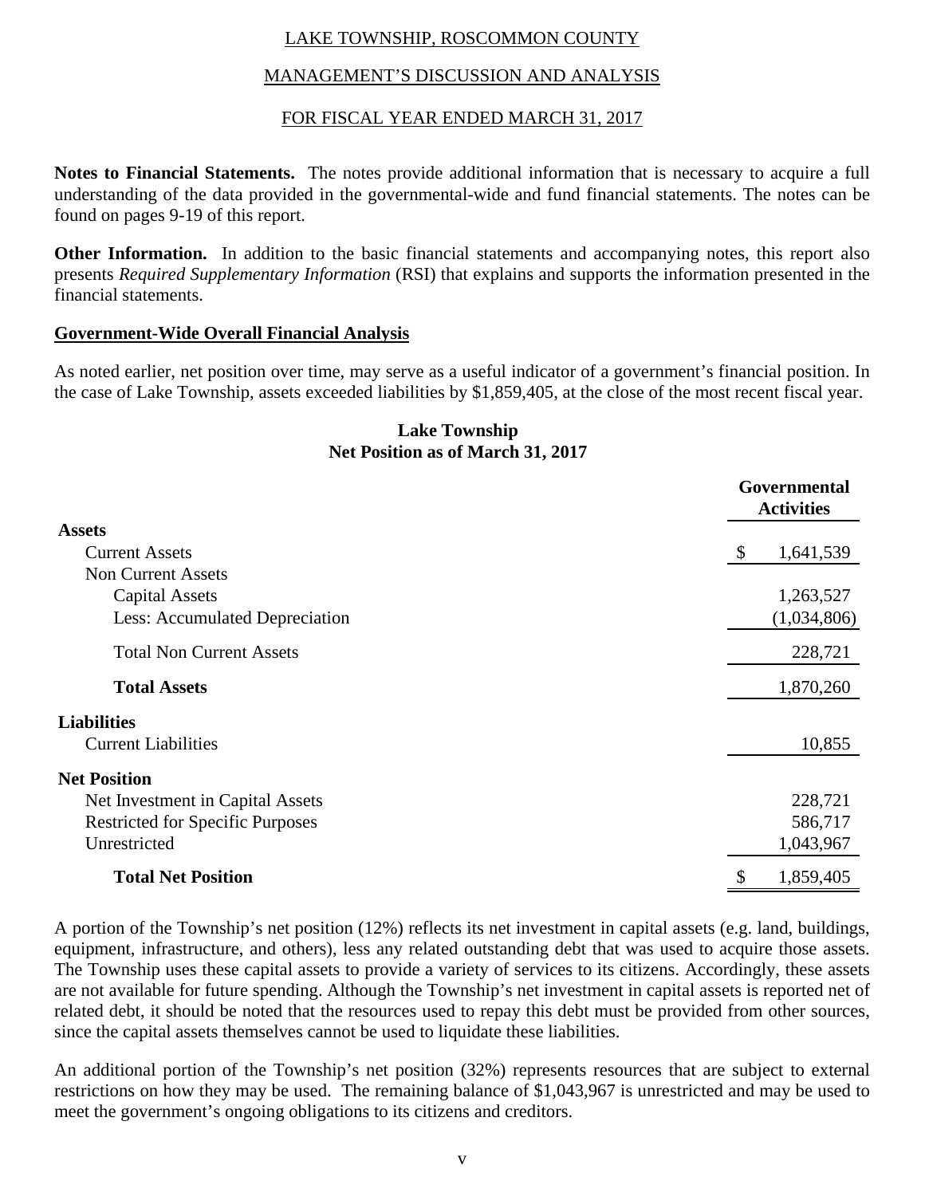LAKE TOWNSHIP, ROSCOMMON COUNTY

MANAGEMENT'S DISCUSSION AND ANALYSIS

FOR FISCAL YEAR ENDED MARCH 31, 2017

**Notes to Financial Statements.** The notes provide additional information that is necessary to acquire a full understanding of the data provided in the governmental-wide and fund financial statements. The notes can be found on pages 9-19 of this report.

**Other Information.** In addition to the basic financial statements and accompanying notes, this report also presents *Required Supplementary Information* (RSI) that explains and supports the information presented in the financial statements.

## Government-Wide Overall Financial Analysis

As noted earlier, net position over time, may serve as a useful indicator of a government's financial position. In the case of Lake Township, assets exceeded liabilities by $1,859,405, at the close of the most recent fiscal year.

**Lake Township**
**Net Position as of March 31, 2017**

| | Governmental Activities |
|---|---|
| **Assets** | |
| Current Assets | $ 1,641,539 |
| Non Current Assets | |
| Capital Assets | 1,263,527 |
| Less: Accumulated Depreciation | (1,034,806) |
| Total Non Current Assets | 228,721 |
| **Total Assets** | 1,870,260 |
| **Liabilities** | |
| Current Liabilities | 10,855 |
| **Net Position** | |
| Net Investment in Capital Assets | 228,721 |
| Restricted for Specific Purposes | 586,717 |
| Unrestricted | 1,043,967 |
| **Total Net Position** | $ 1,859,405 |

A portion of the Township's net position (12%) reflects its net investment in capital assets (e.g. land, buildings, equipment, infrastructure, and others), less any related outstanding debt that was used to acquire those assets. The Township uses these capital assets to provide a variety of services to its citizens. Accordingly, these assets are not available for future spending. Although the Township's net investment in capital assets is reported net of related debt, it should be noted that the resources used to repay this debt must be provided from other sources, since the capital assets themselves cannot be used to liquidate these liabilities.

An additional portion of the Township's net position (32%) represents resources that are subject to external restrictions on how they may be used. The remaining balance of $1,043,967 is unrestricted and may be used to meet the government's ongoing obligations to its citizens and creditors.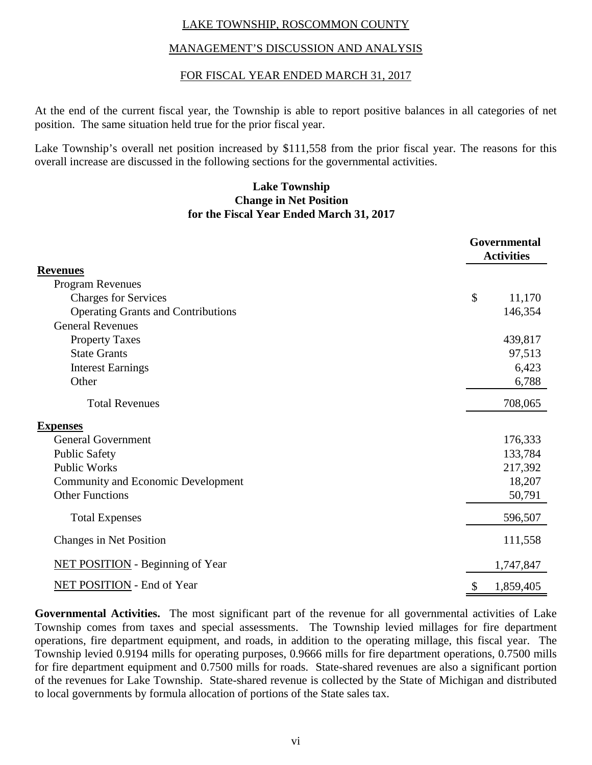LAKE TOWNSHIP, ROSCOMMON COUNTY

MANAGEMENT'S DISCUSSION AND ANALYSIS

FOR FISCAL YEAR ENDED MARCH 31, 2017

At the end of the current fiscal year, the Township is able to report positive balances in all categories of net position. The same situation held true for the prior fiscal year.

Lake Township's overall net position increased by $111,558 from the prior fiscal year. The reasons for this overall increase are discussed in the following sections for the governmental activities.

**Lake Township**
**Change in Net Position**
**for the Fiscal Year Ended March 31, 2017**

| | Governmental Activities |
|---|---|
| **Revenues** | |
| Program Revenues | |
| Charges for Services | $ 11,170 |
| Operating Grants and Contributions | 146,354 |
| General Revenues | |
| Property Taxes | 439,817 |
| State Grants | 97,513 |
| Interest Earnings | 6,423 |
| Other | 6,788 |
| Total Revenues | 708,065 |
| **Expenses** | |
| General Government | 176,333 |
| Public Safety | 133,784 |
| Public Works | 217,392 |
| Community and Economic Development | 18,207 |
| Other Functions | 50,791 |
| Total Expenses | 596,507 |
| Changes in Net Position | 111,558 |
| NET POSITION - Beginning of Year | 1,747,847 |
| NET POSITION - End of Year | $ 1,859,405 |

**Governmental Activities.** The most significant part of the revenue for all governmental activities of Lake Township comes from taxes and special assessments. The Township levied millages for fire department operations, fire department equipment, and roads, in addition to the operating millage, this fiscal year. The Township levied 0.9194 mills for operating purposes, 0.9666 mills for fire department operations, 0.7500 mills for fire department equipment and 0.7500 mills for roads. State-shared revenues are also a significant portion of the revenues for Lake Township. State-shared revenue is collected by the State of Michigan and distributed to local governments by formula allocation of portions of the State sales tax.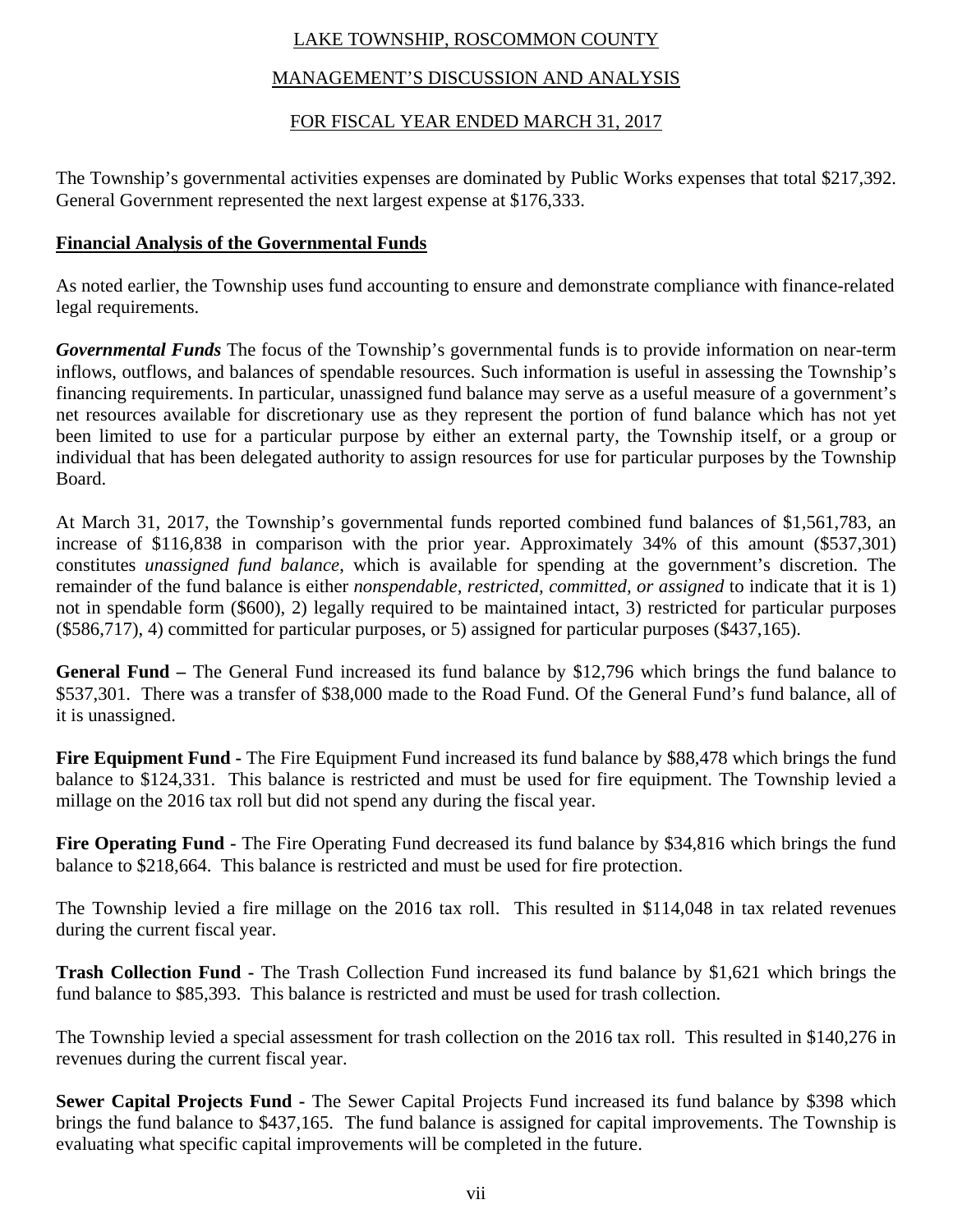The Township's governmental activities expenses are dominated by Public Works expenses that total $217,392. General Government represented the next largest expense at $176,333.

## Financial Analysis of the Governmental Funds

As noted earlier, the Township uses fund accounting to ensure and demonstrate compliance with finance-related legal requirements.

***Governmental Funds*** The focus of the Township's governmental funds is to provide information on near-term inflows, outflows, and balances of spendable resources. Such information is useful in assessing the Township's financing requirements. In particular, unassigned fund balance may serve as a useful measure of a government's net resources available for discretionary use as they represent the portion of fund balance which has not yet been limited to use for a particular purpose by either an external party, the Township itself, or a group or individual that has been delegated authority to assign resources for use for particular purposes by the Township Board.

At March 31, 2017, the Township's governmental funds reported combined fund balances of $1,561,783, an increase of $116,838 in comparison with the prior year. Approximately 34% of this amount ($537,301) constitutes *unassigned fund balance*, which is available for spending at the government's discretion. The remainder of the fund balance is either *nonspendable, restricted, committed, or assigned* to indicate that it is 1) not in spendable form ($600), 2) legally required to be maintained intact, 3) restricted for particular purposes ($586,717), 4) committed for particular purposes, or 5) assigned for particular purposes ($437,165).

**General Fund –** The General Fund increased its fund balance by $12,796 which brings the fund balance to $537,301. There was a transfer of $38,000 made to the Road Fund. Of the General Fund's fund balance, all of it is unassigned.

**Fire Equipment Fund -** The Fire Equipment Fund increased its fund balance by $88,478 which brings the fund balance to $124,331. This balance is restricted and must be used for fire equipment. The Township levied a millage on the 2016 tax roll but did not spend any during the fiscal year.

**Fire Operating Fund -** The Fire Operating Fund decreased its fund balance by $34,816 which brings the fund balance to $218,664. This balance is restricted and must be used for fire protection.

The Township levied a fire millage on the 2016 tax roll. This resulted in $114,048 in tax related revenues during the current fiscal year.

**Trash Collection Fund -** The Trash Collection Fund increased its fund balance by $1,621 which brings the fund balance to $85,393. This balance is restricted and must be used for trash collection.

The Township levied a special assessment for trash collection on the 2016 tax roll. This resulted in $140,276 in revenues during the current fiscal year.

**Sewer Capital Projects Fund -** The Sewer Capital Projects Fund increased its fund balance by $398 which brings the fund balance to $437,165. The fund balance is assigned for capital improvements. The Township is evaluating what specific capital improvements will be completed in the future.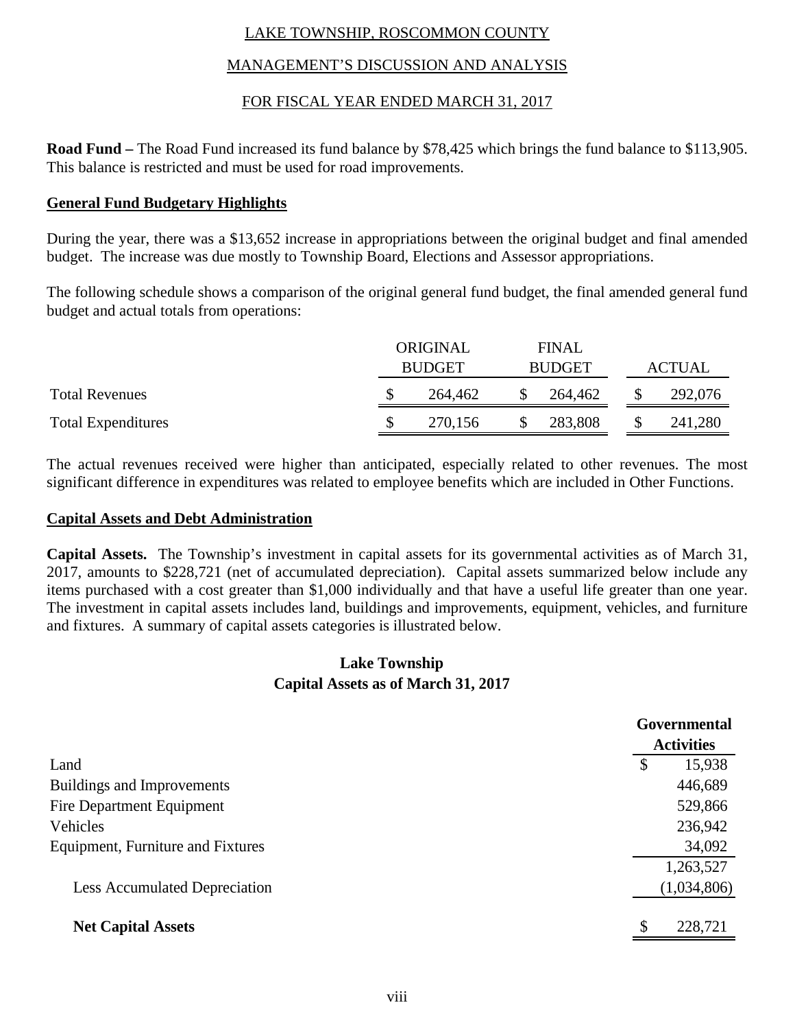**Road Fund –** The Road Fund increased its fund balance by $78,425 which brings the fund balance to $113,905. This balance is restricted and must be used for road improvements.

## General Fund Budgetary Highlights

During the year, there was a $13,652 increase in appropriations between the original budget and final amended budget. The increase was due mostly to Township Board, Elections and Assessor appropriations.

The following schedule shows a comparison of the original general fund budget, the final amended general fund budget and actual totals from operations:

| | ORIGINAL BUDGET | FINAL BUDGET | ACTUAL |
|---|---|---|---|
| Total Revenues | $ 264,462 | $ 264,462 | $ 292,076 |
| Total Expenditures | $ 270,156 | $ 283,808 | $ 241,280 |

The actual revenues received were higher than anticipated, especially related to other revenues. The most significant difference in expenditures was related to employee benefits which are included in Other Functions.

## Capital Assets and Debt Administration

**Capital Assets.** The Township's investment in capital assets for its governmental activities as of March 31, 2017, amounts to $228,721 (net of accumulated depreciation). Capital assets summarized below include any items purchased with a cost greater than $1,000 individually and that have a useful life greater than one year. The investment in capital assets includes land, buildings and improvements, equipment, vehicles, and furniture and fixtures. A summary of capital assets categories is illustrated below.

### Lake Township
### Capital Assets as of March 31, 2017

| | Governmental Activities |
|---|---|
| Land | $ 15,938 |
| Buildings and Improvements | 446,689 |
| Fire Department Equipment | 529,866 |
| Vehicles | 236,942 |
| Equipment, Furniture and Fixtures | 34,092 |
| | 1,263,527 |
| Less Accumulated Depreciation | (1,034,806) |
| **Net Capital Assets** | $ 228,721 |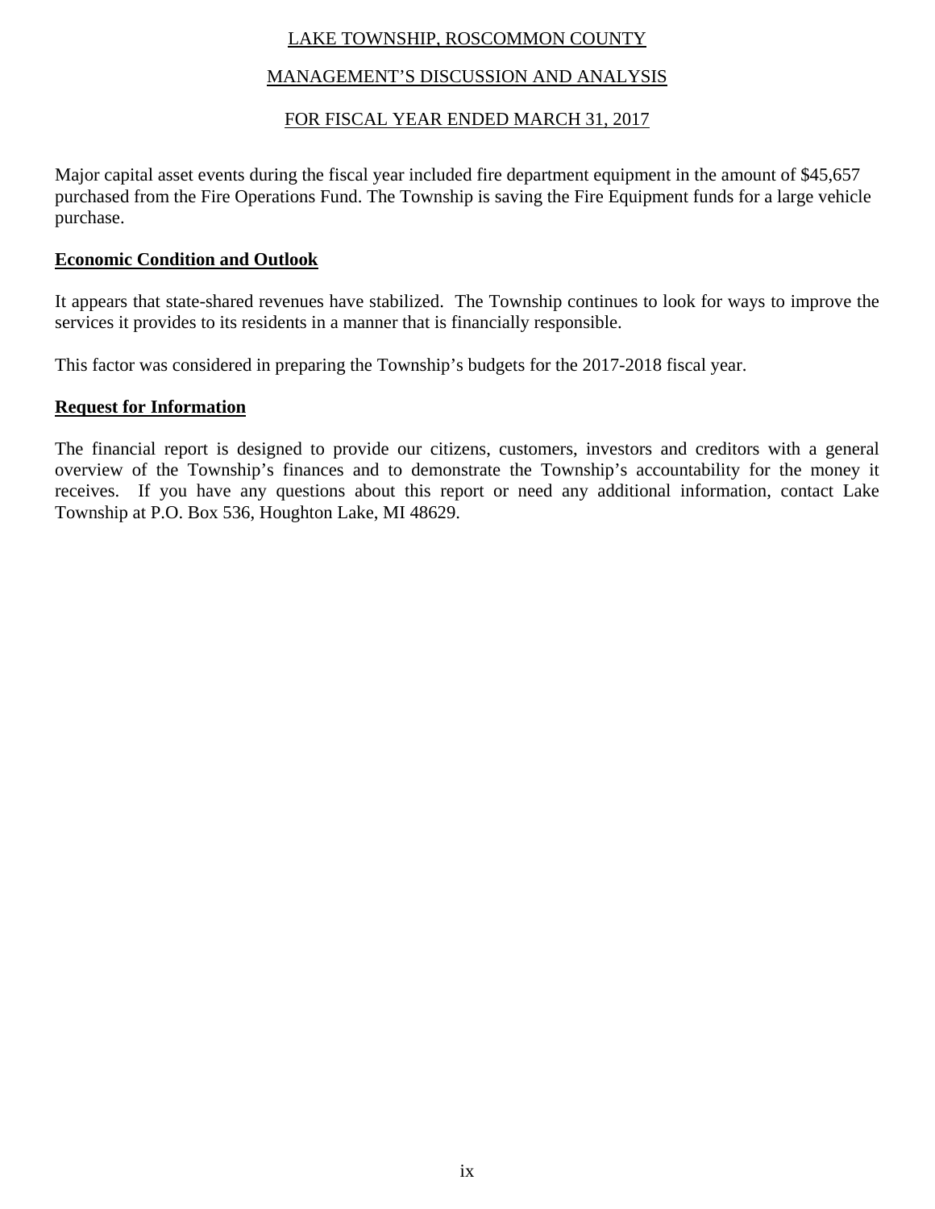Major capital asset events during the fiscal year included fire department equipment in the amount of $45,657 purchased from the Fire Operations Fund. The Township is saving the Fire Equipment funds for a large vehicle purchase.

## Economic Condition and Outlook

It appears that state-shared revenues have stabilized. The Township continues to look for ways to improve the services it provides to its residents in a manner that is financially responsible.

This factor was considered in preparing the Township's budgets for the 2017-2018 fiscal year.

## Request for Information

The financial report is designed to provide our citizens, customers, investors and creditors with a general overview of the Township's finances and to demonstrate the Township's accountability for the money it receives. If you have any questions about this report or need any additional information, contact Lake Township at P.O. Box 536, Houghton Lake, MI 48629.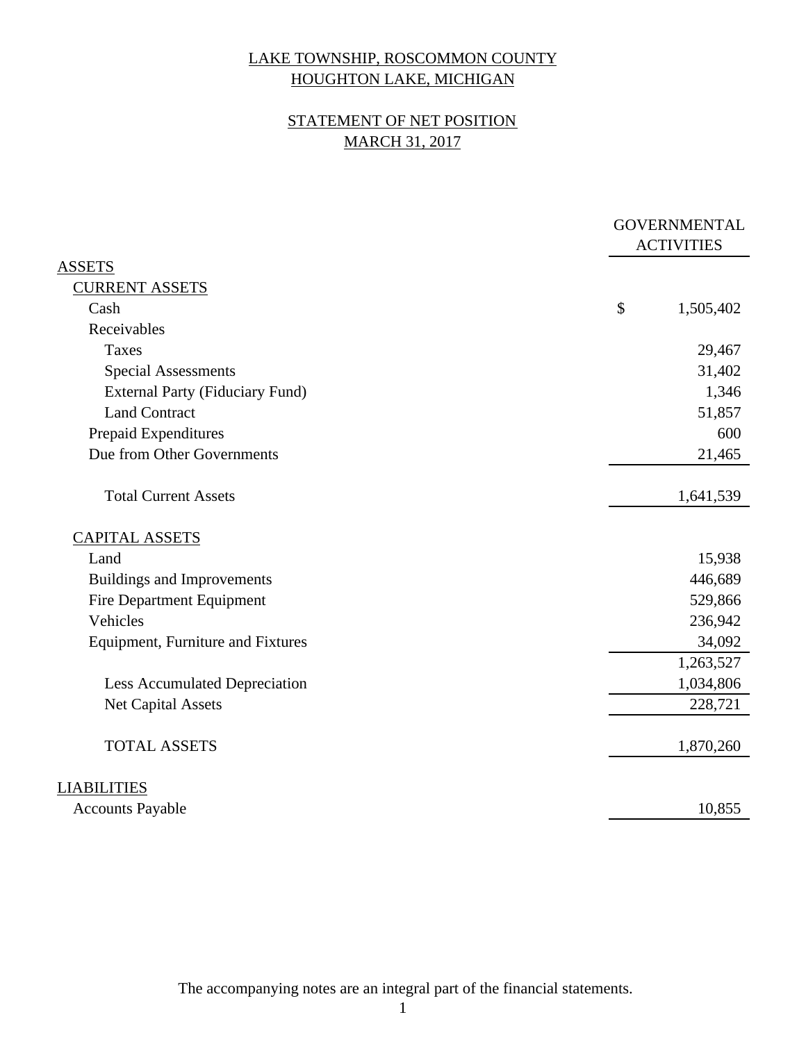# LAKE TOWNSHIP, ROSCOMMON COUNTY
# HOUGHTON LAKE, MICHIGAN

## STATEMENT OF NET POSITION
## MARCH 31, 2017

| | GOVERNMENTAL ACTIVITIES |
|---|---|
| **ASSETS** | |
| **CURRENT ASSETS** | |
| Cash | $ 1,505,402 |
| Receivables | |
| Taxes | 29,467 |
| Special Assessments | 31,402 |
| External Party (Fiduciary Fund) | 1,346 |
| Land Contract | 51,857 |
| Prepaid Expenditures | 600 |
| Due from Other Governments | 21,465 |
| Total Current Assets | 1,641,539 |
| **CAPITAL ASSETS** | |
| Land | 15,938 |
| Buildings and Improvements | 446,689 |
| Fire Department Equipment | 529,866 |
| Vehicles | 236,942 |
| Equipment, Furniture and Fixtures | 34,092 |
| | 1,263,527 |
| Less Accumulated Depreciation | 1,034,806 |
| Net Capital Assets | 228,721 |
| TOTAL ASSETS | 1,870,260 |
| **LIABILITIES** | |
| Accounts Payable | 10,855 |

The accompanying notes are an integral part of the financial statements.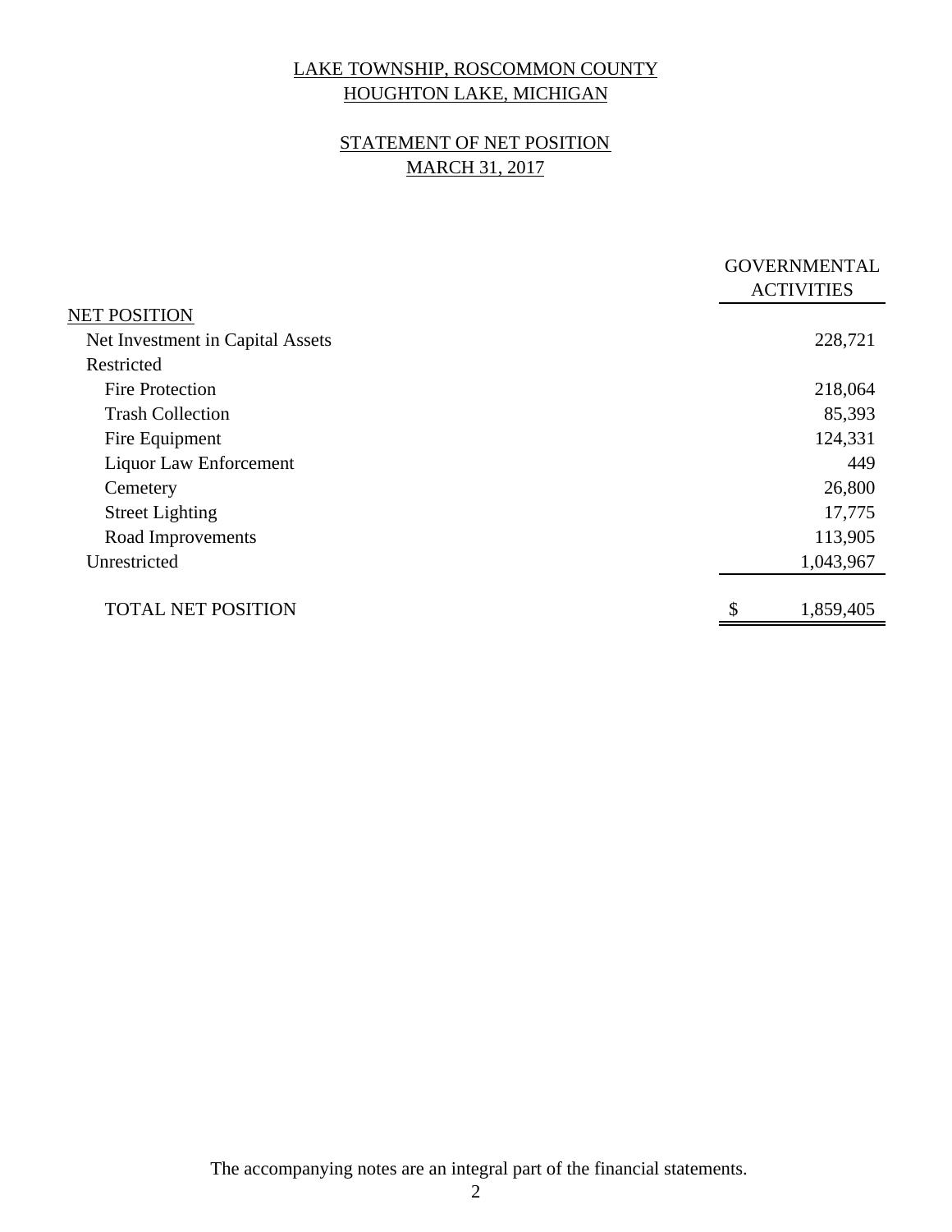LAKE TOWNSHIP, ROSCOMMON COUNTY
HOUGHTON LAKE, MICHIGAN

STATEMENT OF NET POSITION
MARCH 31, 2017

| | GOVERNMENTAL ACTIVITIES |
|---|---|
| NET POSITION | |
| Net Investment in Capital Assets | 228,721 |
| Restricted | |
| Fire Protection | 218,064 |
| Trash Collection | 85,393 |
| Fire Equipment | 124,331 |
| Liquor Law Enforcement | 449 |
| Cemetery | 26,800 |
| Street Lighting | 17,775 |
| Road Improvements | 113,905 |
| Unrestricted | 1,043,967 |
| TOTAL NET POSITION | $ 1,859,405 |

The accompanying notes are an integral part of the financial statements.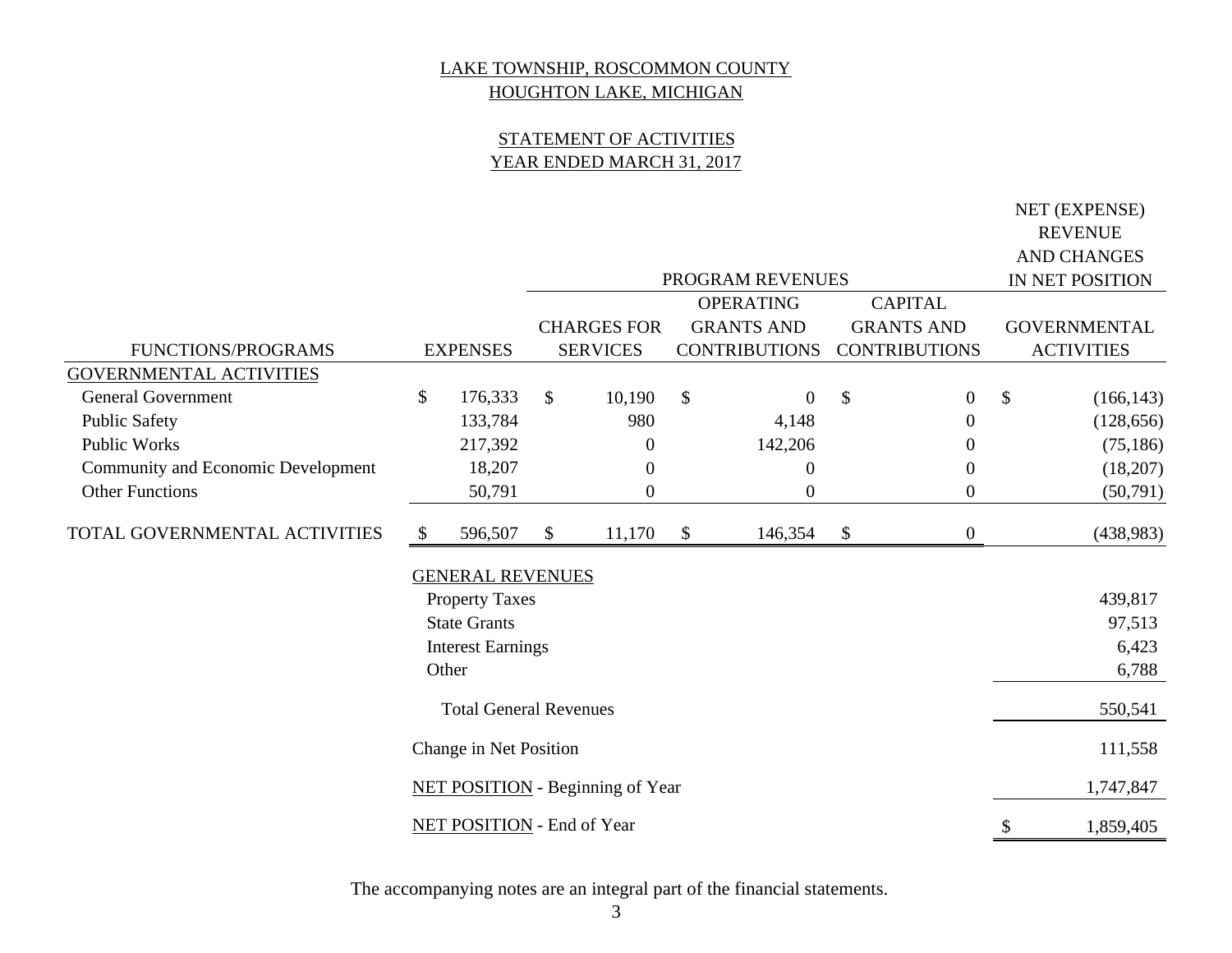# LAKE TOWNSHIP, ROSCOMMON COUNTY
# HOUGHTON LAKE, MICHIGAN

## STATEMENT OF ACTIVITIES
## YEAR ENDED MARCH 31, 2017

| | | PROGRAM REVENUES | | | NET (EXPENSE) REVENUE AND CHANGES IN NET POSITION |
|---|---|---|---|---|---|
| FUNCTIONS/PROGRAMS | EXPENSES | CHARGES FOR SERVICES | OPERATING GRANTS AND CONTRIBUTIONS | CAPITAL GRANTS AND CONTRIBUTIONS | GOVERNMENTAL ACTIVITIES |
| GOVERNMENTAL ACTIVITIES | | | | | |
| General Government | $ 176,333 | $ 10,190 | $ 0 | $ 0 | $ (166,143) |
| Public Safety | 133,784 | 980 | 4,148 | 0 | (128,656) |
| Public Works | 217,392 | 0 | 142,206 | 0 | (75,186) |
| Community and Economic Development | 18,207 | 0 | 0 | 0 | (18,207) |
| Other Functions | 50,791 | 0 | 0 | 0 | (50,791) |
| TOTAL GOVERNMENTAL ACTIVITIES | $ 596,507 | $ 11,170 | $ 146,354 | $ 0 | (438,983) |
| | GENERAL REVENUES | | | | |
| | Property Taxes | | | | 439,817 |
| | State Grants | | | | 97,513 |
| | Interest Earnings | | | | 6,423 |
| | Other | | | | 6,788 |
| | Total General Revenues | | | | 550,541 |
| | Change in Net Position | | | | 111,558 |
| | NET POSITION - Beginning of Year | | | | 1,747,847 |
| | NET POSITION - End of Year | | | | $ 1,859,405 |

The accompanying notes are an integral part of the financial statements.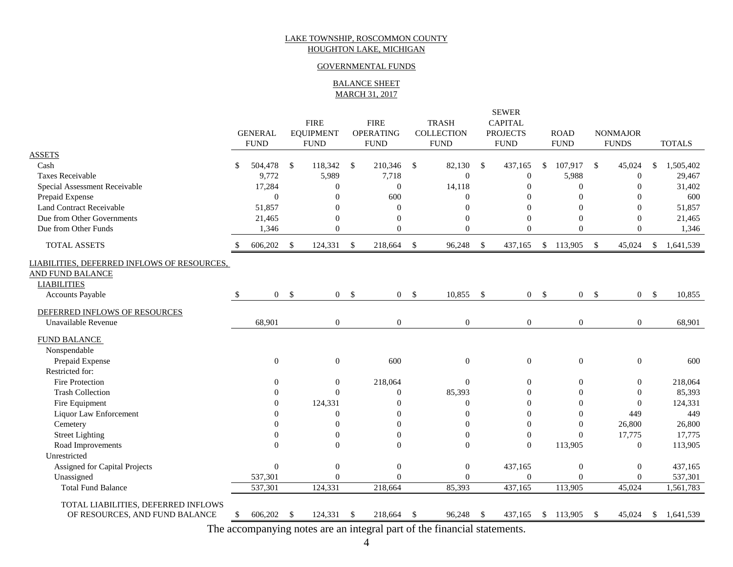LAKE TOWNSHIP, ROSCOMMON COUNTY
HOUGHTON LAKE, MICHIGAN

GOVERNMENTAL FUNDS

BALANCE SHEET
MARCH 31, 2017

| | GENERAL FUND | FIRE EQUIPMENT FUND | FIRE OPERATING FUND | TRASH COLLECTION FUND | SEWER CAPITAL PROJECTS FUND | ROAD FUND | NONMAJOR FUNDS | TOTALS |
|---|---|---|---|---|---|---|---|---|
| **ASSETS** | | | | | | | | |
| Cash | $ 504,478 | $ 118,342 | $ 210,346 | $ 82,130 | $ 437,165 | $ 107,917 | $ 45,024 | $ 1,505,402 |
| Taxes Receivable | 9,772 | 5,989 | 7,718 | 0 | 0 | 5,988 | 0 | 29,467 |
| Special Assessment Receivable | 17,284 | 0 | 0 | 14,118 | 0 | 0 | 0 | 31,402 |
| Prepaid Expense | 0 | 0 | 600 | 0 | 0 | 0 | 0 | 600 |
| Land Contract Receivable | 51,857 | 0 | 0 | 0 | 0 | 0 | 0 | 51,857 |
| Due from Other Governments | 21,465 | 0 | 0 | 0 | 0 | 0 | 0 | 21,465 |
| Due from Other Funds | 1,346 | 0 | 0 | 0 | 0 | 0 | 0 | 1,346 |
| TOTAL ASSETS | $ 606,202 | $ 124,331 | $ 218,664 | $ 96,248 | $ 437,165 | $ 113,905 | $ 45,024 | $ 1,641,539 |
| **LIABILITIES, DEFERRED INFLOWS OF RESOURCES, AND FUND BALANCE** | | | | | | | | |
| LIABILITIES | | | | | | | | |
| Accounts Payable | $ 0 | $ 0 | $ 0 | $ 10,855 | $ 0 | $ 0 | $ 0 | $ 10,855 |
| DEFERRED INFLOWS OF RESOURCES | | | | | | | | |
| Unavailable Revenue | 68,901 | 0 | 0 | 0 | 0 | 0 | 0 | 68,901 |
| FUND BALANCE | | | | | | | | |
| Nonspendable | | | | | | | | |
| Prepaid Expense | 0 | 0 | 600 | 0 | 0 | 0 | 0 | 600 |
| Restricted for: | | | | | | | | |
| Fire Protection | 0 | 0 | 218,064 | 0 | 0 | 0 | 0 | 218,064 |
| Trash Collection | 0 | 0 | 0 | 85,393 | 0 | 0 | 0 | 85,393 |
| Fire Equipment | 0 | 124,331 | 0 | 0 | 0 | 0 | 0 | 124,331 |
| Liquor Law Enforcement | 0 | 0 | 0 | 0 | 0 | 0 | 449 | 449 |
| Cemetery | 0 | 0 | 0 | 0 | 0 | 0 | 26,800 | 26,800 |
| Street Lighting | 0 | 0 | 0 | 0 | 0 | 0 | 17,775 | 17,775 |
| Road Improvements | 0 | 0 | 0 | 0 | 0 | 113,905 | 0 | 113,905 |
| Unrestricted | | | | | | | | |
| Assigned for Capital Projects | 0 | 0 | 0 | 0 | 437,165 | 0 | 0 | 437,165 |
| Unassigned | 537,301 | 0 | 0 | 0 | 0 | 0 | 0 | 537,301 |
| Total Fund Balance | 537,301 | 124,331 | 218,664 | 85,393 | 437,165 | 113,905 | 45,024 | 1,561,783 |
| TOTAL LIABILITIES, DEFERRED INFLOWS OF RESOURCES, AND FUND BALANCE | $ 606,202 | $ 124,331 | $ 218,664 | $ 96,248 | $ 437,165 | $ 113,905 | $ 45,024 | $ 1,641,539 |

The accompanying notes are an integral part of the financial statements.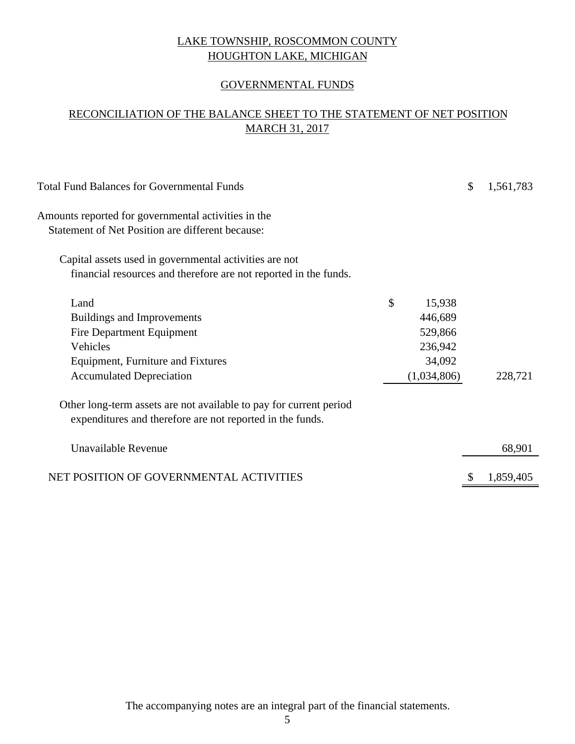# LAKE TOWNSHIP, ROSCOMMON COUNTY
# HOUGHTON LAKE, MICHIGAN

## GOVERNMENTAL FUNDS

## RECONCILIATION OF THE BALANCE SHEET TO THE STATEMENT OF NET POSITION
## MARCH 31, 2017

| | | |
|---|---|---|
| Total Fund Balances for Governmental Funds | | $ 1,561,783 |
| Amounts reported for governmental activities in the Statement of Net Position are different because: | | |
| Capital assets used in governmental activities are not financial resources and therefore are not reported in the funds. | | |
| Land | $ 15,938 | |
| Buildings and Improvements | 446,689 | |
| Fire Department Equipment | 529,866 | |
| Vehicles | 236,942 | |
| Equipment, Furniture and Fixtures | 34,092 | |
| Accumulated Depreciation | (1,034,806) | 228,721 |
| Other long-term assets are not available to pay for current period expenditures and therefore are not reported in the funds. | | |
| Unavailable Revenue | | 68,901 |
| NET POSITION OF GOVERNMENTAL ACTIVITIES | | $ 1,859,405 |

The accompanying notes are an integral part of the financial statements.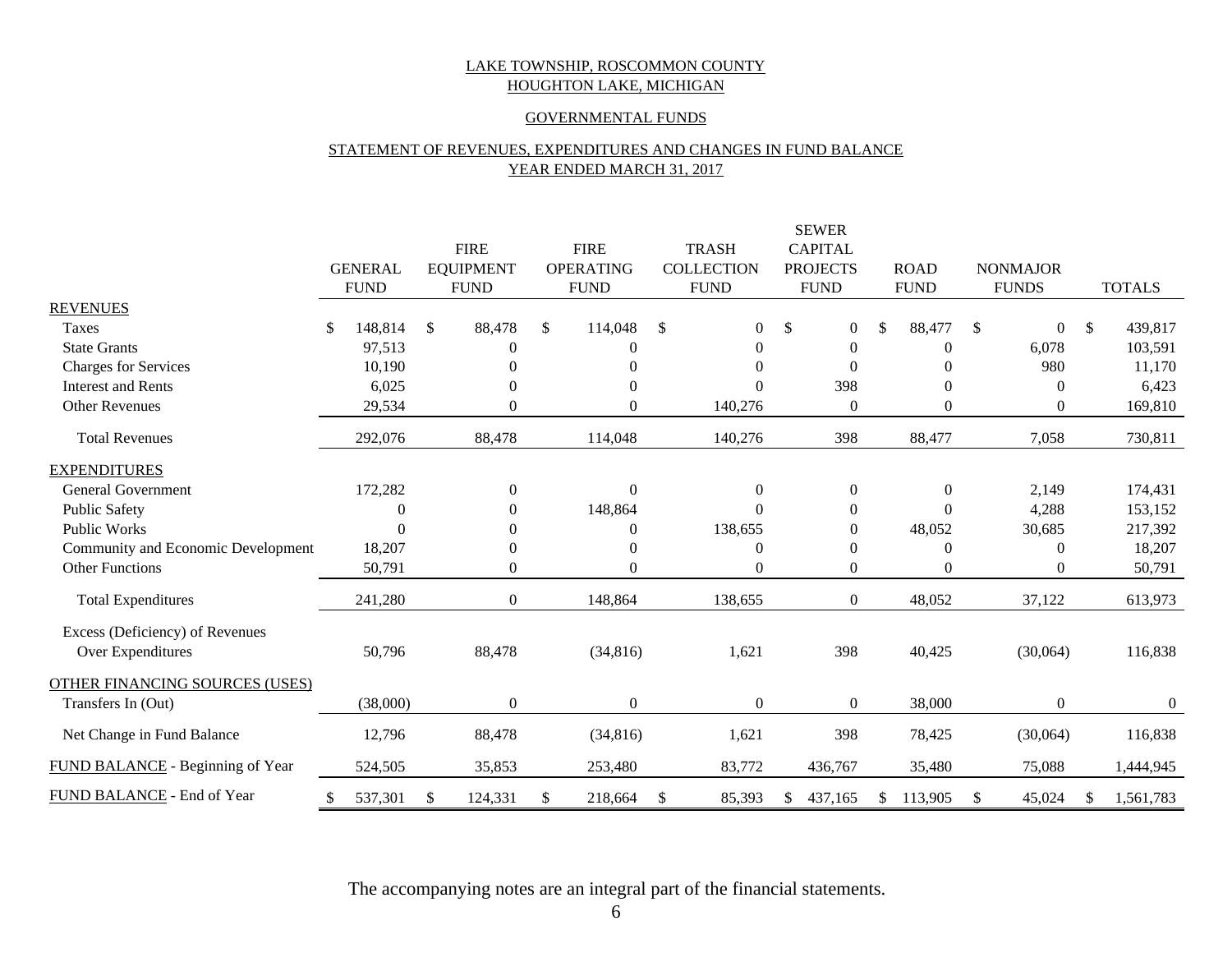LAKE TOWNSHIP, ROSCOMMON COUNTY
HOUGHTON LAKE, MICHIGAN

GOVERNMENTAL FUNDS

STATEMENT OF REVENUES, EXPENDITURES AND CHANGES IN FUND BALANCE
YEAR ENDED MARCH 31, 2017

| | GENERAL FUND | FIRE EQUIPMENT FUND | FIRE OPERATING FUND | TRASH COLLECTION FUND | SEWER CAPITAL PROJECTS FUND | ROAD FUND | NONMAJOR FUNDS | TOTALS |
|---|---|---|---|---|---|---|---|---|
| REVENUES | | | | | | | | |
| Taxes | $ 148,814 | $ 88,478 | $ 114,048 | $ 0 | $ 0 | $ 88,477 | $ 0 | $ 439,817 |
| State Grants | 97,513 | 0 | 0 | 0 | 0 | 0 | 6,078 | 103,591 |
| Charges for Services | 10,190 | 0 | 0 | 0 | 0 | 0 | 980 | 11,170 |
| Interest and Rents | 6,025 | 0 | 0 | 0 | 398 | 0 | 0 | 6,423 |
| Other Revenues | 29,534 | 0 | 0 | 140,276 | 0 | 0 | 0 | 169,810 |
| Total Revenues | 292,076 | 88,478 | 114,048 | 140,276 | 398 | 88,477 | 7,058 | 730,811 |
| EXPENDITURES | | | | | | | | |
| General Government | 172,282 | 0 | 0 | 0 | 0 | 0 | 2,149 | 174,431 |
| Public Safety | 0 | 0 | 148,864 | 0 | 0 | 0 | 4,288 | 153,152 |
| Public Works | 0 | 0 | 0 | 138,655 | 0 | 48,052 | 30,685 | 217,392 |
| Community and Economic Development | 18,207 | 0 | 0 | 0 | 0 | 0 | 0 | 18,207 |
| Other Functions | 50,791 | 0 | 0 | 0 | 0 | 0 | 0 | 50,791 |
| Total Expenditures | 241,280 | 0 | 148,864 | 138,655 | 0 | 48,052 | 37,122 | 613,973 |
| Excess (Deficiency) of Revenues Over Expenditures | 50,796 | 88,478 | (34,816) | 1,621 | 398 | 40,425 | (30,064) | 116,838 |
| OTHER FINANCING SOURCES (USES) | | | | | | | | |
| Transfers In (Out) | (38,000) | 0 | 0 | 0 | 0 | 38,000 | 0 | 0 |
| Net Change in Fund Balance | 12,796 | 88,478 | (34,816) | 1,621 | 398 | 78,425 | (30,064) | 116,838 |
| FUND BALANCE - Beginning of Year | 524,505 | 35,853 | 253,480 | 83,772 | 436,767 | 35,480 | 75,088 | 1,444,945 |
| FUND BALANCE - End of Year | $ 537,301 | $ 124,331 | $ 218,664 | $ 85,393 | $ 437,165 | $ 113,905 | $ 45,024 | $ 1,561,783 |

The accompanying notes are an integral part of the financial statements.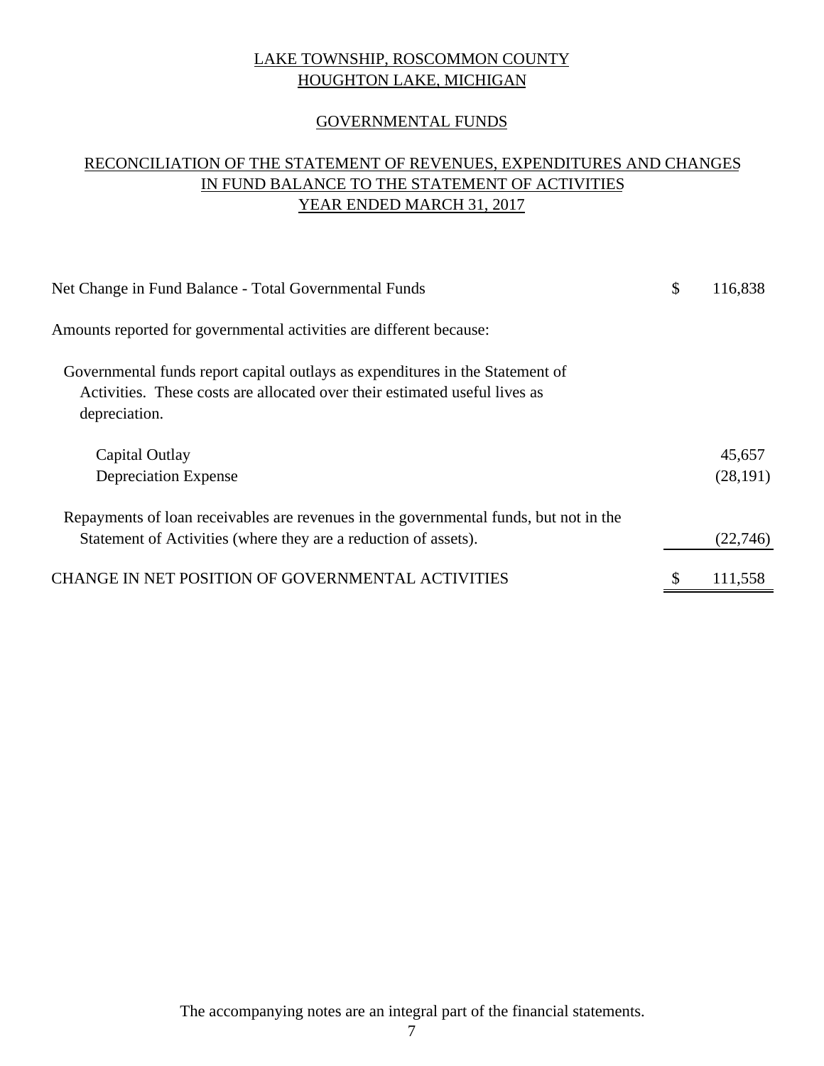# LAKE TOWNSHIP, ROSCOMMON COUNTY
# HOUGHTON LAKE, MICHIGAN

## GOVERNMENTAL FUNDS

## RECONCILIATION OF THE STATEMENT OF REVENUES, EXPENDITURES AND CHANGES IN FUND BALANCE TO THE STATEMENT OF ACTIVITIES
## YEAR ENDED MARCH 31, 2017

| | | |
|---|---|---|
| Net Change in Fund Balance - Total Governmental Funds | $ | 116,838 |
| Amounts reported for governmental activities are different because: | | |
| Governmental funds report capital outlays as expenditures in the Statement of Activities. These costs are allocated over their estimated useful lives as depreciation. | | |
| Capital Outlay | | 45,657 |
| Depreciation Expense | | (28,191) |
| Repayments of loan receivables are revenues in the governmental funds, but not in the Statement of Activities (where they are a reduction of assets). | | (22,746) |
| CHANGE IN NET POSITION OF GOVERNMENTAL ACTIVITIES | $ | 111,558 |

The accompanying notes are an integral part of the financial statements.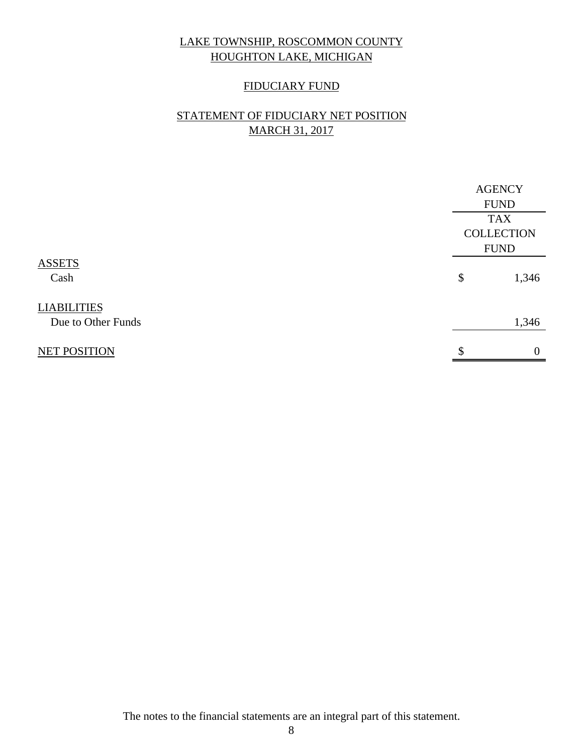# LAKE TOWNSHIP, ROSCOMMON COUNTY
# HOUGHTON LAKE, MICHIGAN

## FIDUCIARY FUND

## STATEMENT OF FIDUCIARY NET POSITION
## MARCH 31, 2017

| | AGENCY FUND |
|---|---|
| | TAX COLLECTION FUND |
| **ASSETS** | |
| Cash | $ 1,346 |
| **LIABILITIES** | |
| Due to Other Funds | 1,346 |
| **NET POSITION** | $ 0 |

The notes to the financial statements are an integral part of this statement.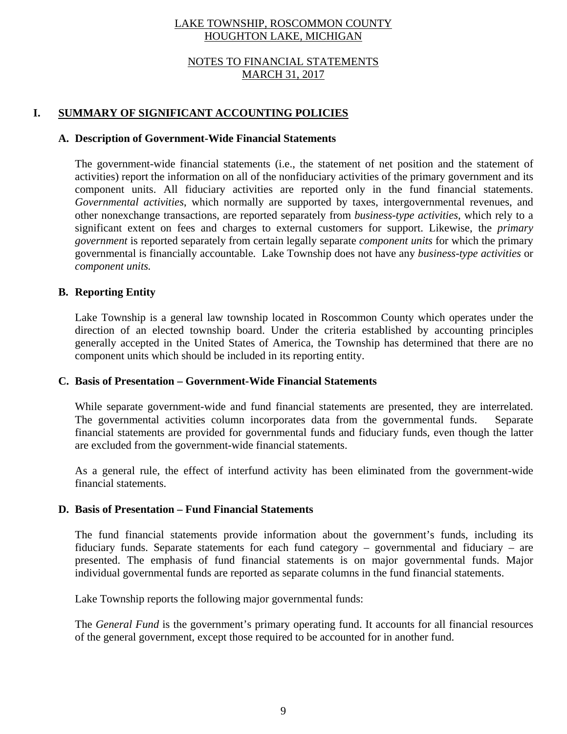LAKE TOWNSHIP, ROSCOMMON COUNTY
HOUGHTON LAKE, MICHIGAN

NOTES TO FINANCIAL STATEMENTS
MARCH 31, 2017

# I. SUMMARY OF SIGNIFICANT ACCOUNTING POLICIES

## A. Description of Government-Wide Financial Statements

The government-wide financial statements (i.e., the statement of net position and the statement of activities) report the information on all of the nonfiduciary activities of the primary government and its component units. All fiduciary activities are reported only in the fund financial statements. *Governmental activities*, which normally are supported by taxes, intergovernmental revenues, and other nonexchange transactions, are reported separately from *business-type activities*, which rely to a significant extent on fees and charges to external customers for support. Likewise, the *primary government* is reported separately from certain legally separate *component units* for which the primary governmental is financially accountable. Lake Township does not have any *business-type activities* or *component units.*

## B. Reporting Entity

Lake Township is a general law township located in Roscommon County which operates under the direction of an elected township board. Under the criteria established by accounting principles generally accepted in the United States of America, the Township has determined that there are no component units which should be included in its reporting entity.

## C. Basis of Presentation – Government-Wide Financial Statements

While separate government-wide and fund financial statements are presented, they are interrelated. The governmental activities column incorporates data from the governmental funds. Separate financial statements are provided for governmental funds and fiduciary funds, even though the latter are excluded from the government-wide financial statements.

As a general rule, the effect of interfund activity has been eliminated from the government-wide financial statements.

## D. Basis of Presentation – Fund Financial Statements

The fund financial statements provide information about the government's funds, including its fiduciary funds. Separate statements for each fund category – governmental and fiduciary – are presented. The emphasis of fund financial statements is on major governmental funds. Major individual governmental funds are reported as separate columns in the fund financial statements.

Lake Township reports the following major governmental funds:

The *General Fund* is the government's primary operating fund. It accounts for all financial resources of the general government, except those required to be accounted for in another fund.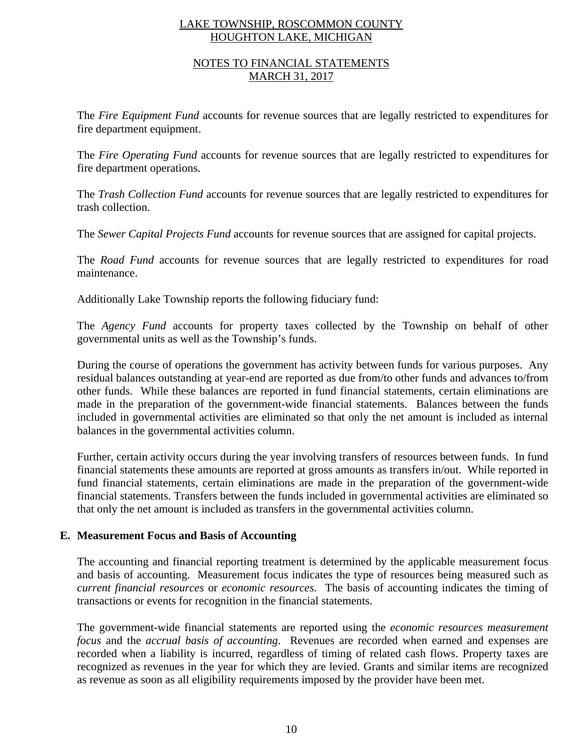The *Fire Equipment Fund* accounts for revenue sources that are legally restricted to expenditures for fire department equipment.

The *Fire Operating Fund* accounts for revenue sources that are legally restricted to expenditures for fire department operations.

The *Trash Collection Fund* accounts for revenue sources that are legally restricted to expenditures for trash collection.

The *Sewer Capital Projects Fund* accounts for revenue sources that are assigned for capital projects.

The *Road Fund* accounts for revenue sources that are legally restricted to expenditures for road maintenance.

Additionally Lake Township reports the following fiduciary fund:

The *Agency Fund* accounts for property taxes collected by the Township on behalf of other governmental units as well as the Township's funds.

During the course of operations the government has activity between funds for various purposes. Any residual balances outstanding at year-end are reported as due from/to other funds and advances to/from other funds. While these balances are reported in fund financial statements, certain eliminations are made in the preparation of the government-wide financial statements. Balances between the funds included in governmental activities are eliminated so that only the net amount is included as internal balances in the governmental activities column.

Further, certain activity occurs during the year involving transfers of resources between funds. In fund financial statements these amounts are reported at gross amounts as transfers in/out. While reported in fund financial statements, certain eliminations are made in the preparation of the government-wide financial statements. Transfers between the funds included in governmental activities are eliminated so that only the net amount is included as transfers in the governmental activities column.

## E. Measurement Focus and Basis of Accounting

The accounting and financial reporting treatment is determined by the applicable measurement focus and basis of accounting. Measurement focus indicates the type of resources being measured such as *current financial resources* or *economic resources*. The basis of accounting indicates the timing of transactions or events for recognition in the financial statements.

The government-wide financial statements are reported using the *economic resources measurement focus* and the *accrual basis of accounting*. Revenues are recorded when earned and expenses are recorded when a liability is incurred, regardless of timing of related cash flows. Property taxes are recognized as revenues in the year for which they are levied. Grants and similar items are recognized as revenue as soon as all eligibility requirements imposed by the provider have been met.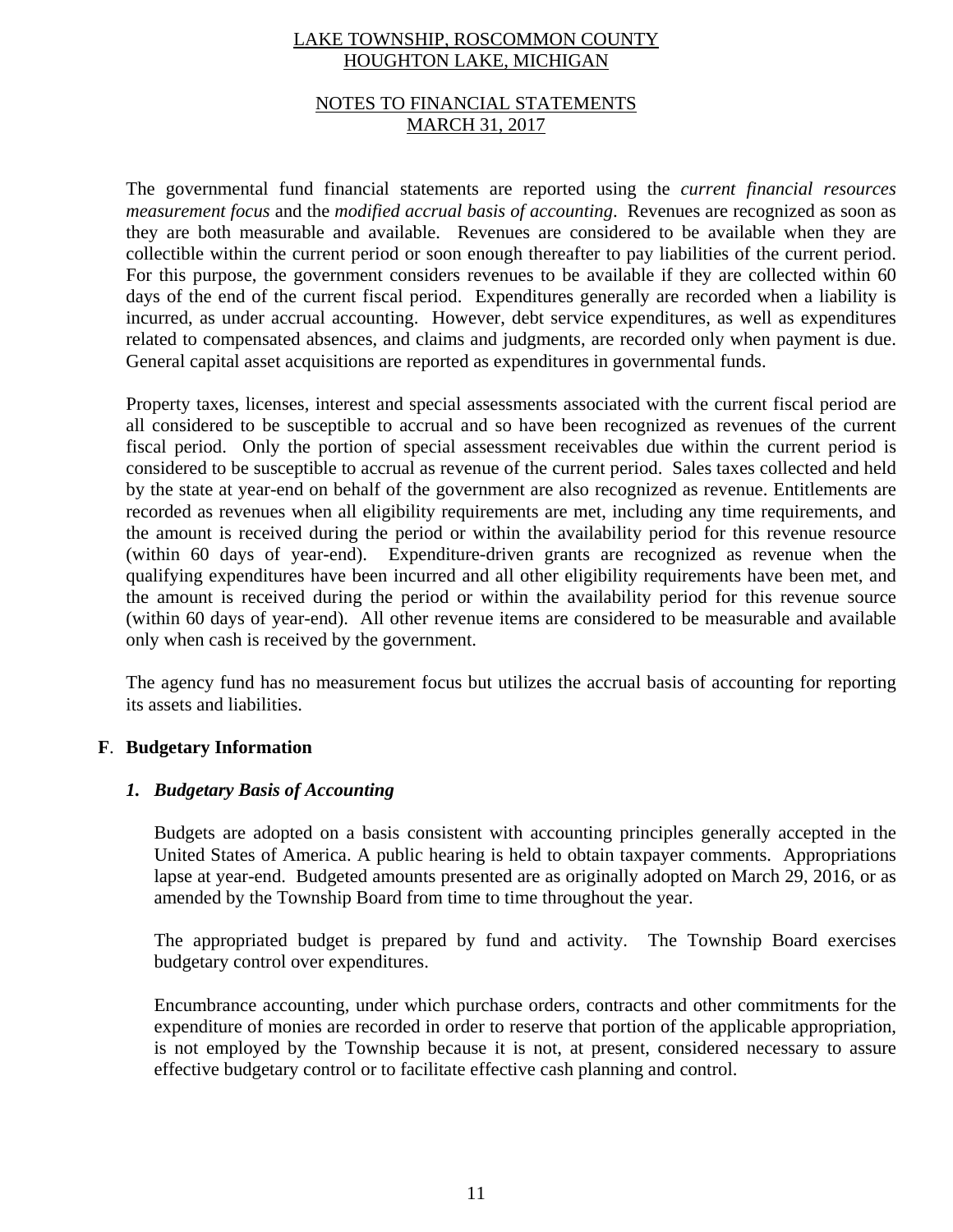The governmental fund financial statements are reported using the *current financial resources measurement focus* and the *modified accrual basis of accounting*. Revenues are recognized as soon as they are both measurable and available. Revenues are considered to be available when they are collectible within the current period or soon enough thereafter to pay liabilities of the current period. For this purpose, the government considers revenues to be available if they are collected within 60 days of the end of the current fiscal period. Expenditures generally are recorded when a liability is incurred, as under accrual accounting. However, debt service expenditures, as well as expenditures related to compensated absences, and claims and judgments, are recorded only when payment is due. General capital asset acquisitions are reported as expenditures in governmental funds.

Property taxes, licenses, interest and special assessments associated with the current fiscal period are all considered to be susceptible to accrual and so have been recognized as revenues of the current fiscal period. Only the portion of special assessment receivables due within the current period is considered to be susceptible to accrual as revenue of the current period. Sales taxes collected and held by the state at year-end on behalf of the government are also recognized as revenue. Entitlements are recorded as revenues when all eligibility requirements are met, including any time requirements, and the amount is received during the period or within the availability period for this revenue resource (within 60 days of year-end). Expenditure-driven grants are recognized as revenue when the qualifying expenditures have been incurred and all other eligibility requirements have been met, and the amount is received during the period or within the availability period for this revenue source (within 60 days of year-end). All other revenue items are considered to be measurable and available only when cash is received by the government.

The agency fund has no measurement focus but utilizes the accrual basis of accounting for reporting its assets and liabilities.

## F. Budgetary Information

### *1. Budgetary Basis of Accounting*

Budgets are adopted on a basis consistent with accounting principles generally accepted in the United States of America. A public hearing is held to obtain taxpayer comments. Appropriations lapse at year-end. Budgeted amounts presented are as originally adopted on March 29, 2016, or as amended by the Township Board from time to time throughout the year.

The appropriated budget is prepared by fund and activity. The Township Board exercises budgetary control over expenditures.

Encumbrance accounting, under which purchase orders, contracts and other commitments for the expenditure of monies are recorded in order to reserve that portion of the applicable appropriation, is not employed by the Township because it is not, at present, considered necessary to assure effective budgetary control or to facilitate effective cash planning and control.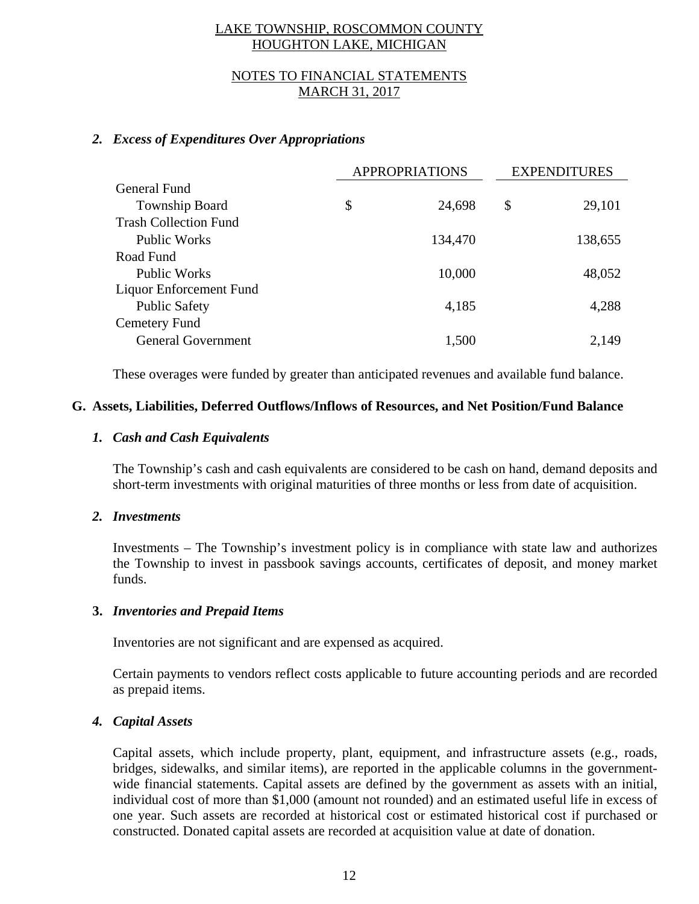### *2. Excess of Expenditures Over Appropriations*

| | APPROPRIATIONS | EXPENDITURES |
|---|---|---|
| General Fund | | |
| Township Board | $ 24,698 | $ 29,101 |
| Trash Collection Fund | | |
| Public Works | 134,470 | 138,655 |
| Road Fund | | |
| Public Works | 10,000 | 48,052 |
| Liquor Enforcement Fund | | |
| Public Safety | 4,185 | 4,288 |
| Cemetery Fund | | |
| General Government | 1,500 | 2,149 |

These overages were funded by greater than anticipated revenues and available fund balance.

## G. Assets, Liabilities, Deferred Outflows/Inflows of Resources, and Net Position/Fund Balance

### *1. Cash and Cash Equivalents*

The Township's cash and cash equivalents are considered to be cash on hand, demand deposits and short-term investments with original maturities of three months or less from date of acquisition.

### *2. Investments*

Investments – The Township's investment policy is in compliance with state law and authorizes the Township to invest in passbook savings accounts, certificates of deposit, and money market funds.

### **3.** *Inventories and Prepaid Items*

Inventories are not significant and are expensed as acquired.

Certain payments to vendors reflect costs applicable to future accounting periods and are recorded as prepaid items.

### *4. Capital Assets*

Capital assets, which include property, plant, equipment, and infrastructure assets (e.g., roads, bridges, sidewalks, and similar items), are reported in the applicable columns in the government-wide financial statements. Capital assets are defined by the government as assets with an initial, individual cost of more than $1,000 (amount not rounded) and an estimated useful life in excess of one year. Such assets are recorded at historical cost or estimated historical cost if purchased or constructed. Donated capital assets are recorded at acquisition value at date of donation.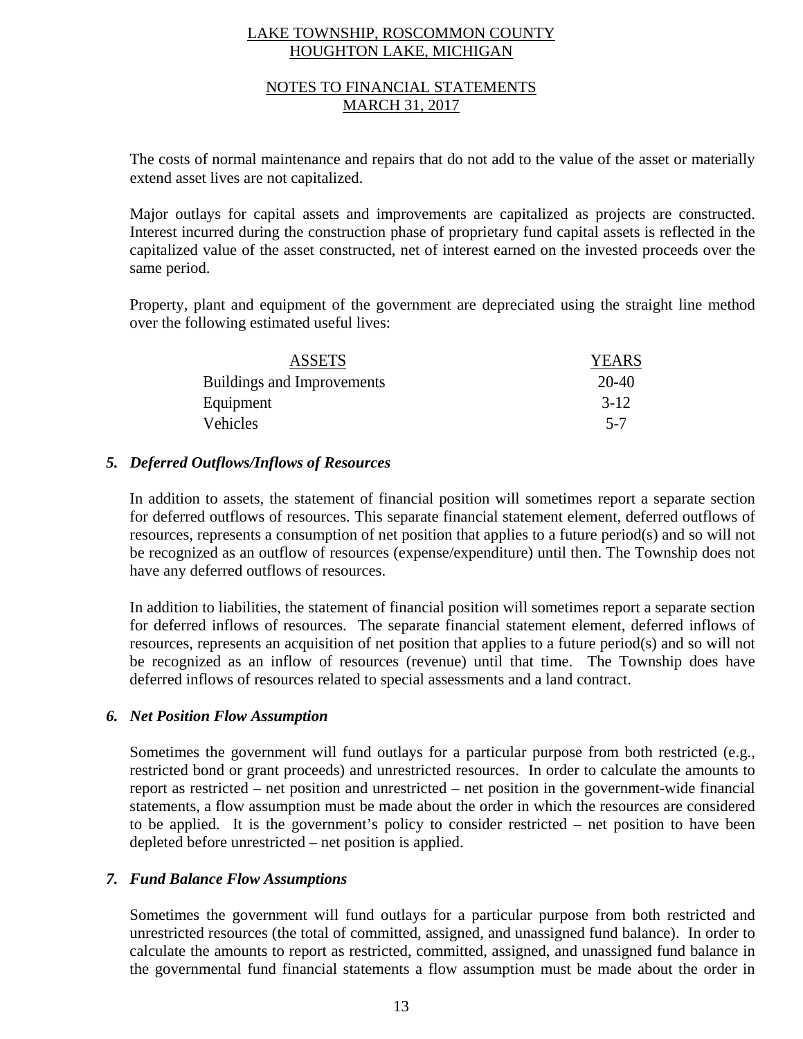The costs of normal maintenance and repairs that do not add to the value of the asset or materially extend asset lives are not capitalized.

Major outlays for capital assets and improvements are capitalized as projects are constructed. Interest incurred during the construction phase of proprietary fund capital assets is reflected in the capitalized value of the asset constructed, net of interest earned on the invested proceeds over the same period.

Property, plant and equipment of the government are depreciated using the straight line method over the following estimated useful lives:

| ASSETS | YEARS |
|---|---|
| Buildings and Improvements | 20-40 |
| Equipment | 3-12 |
| Vehicles | 5-7 |

### *5. Deferred Outflows/Inflows of Resources*

In addition to assets, the statement of financial position will sometimes report a separate section for deferred outflows of resources. This separate financial statement element, deferred outflows of resources, represents a consumption of net position that applies to a future period(s) and so will not be recognized as an outflow of resources (expense/expenditure) until then. The Township does not have any deferred outflows of resources.

In addition to liabilities, the statement of financial position will sometimes report a separate section for deferred inflows of resources. The separate financial statement element, deferred inflows of resources, represents an acquisition of net position that applies to a future period(s) and so will not be recognized as an inflow of resources (revenue) until that time. The Township does have deferred inflows of resources related to special assessments and a land contract.

### *6. Net Position Flow Assumption*

Sometimes the government will fund outlays for a particular purpose from both restricted (e.g., restricted bond or grant proceeds) and unrestricted resources. In order to calculate the amounts to report as restricted – net position and unrestricted – net position in the government-wide financial statements, a flow assumption must be made about the order in which the resources are considered to be applied. It is the government's policy to consider restricted – net position to have been depleted before unrestricted – net position is applied.

### *7. Fund Balance Flow Assumptions*

Sometimes the government will fund outlays for a particular purpose from both restricted and unrestricted resources (the total of committed, assigned, and unassigned fund balance). In order to calculate the amounts to report as restricted, committed, assigned, and unassigned fund balance in the governmental fund financial statements a flow assumption must be made about the order in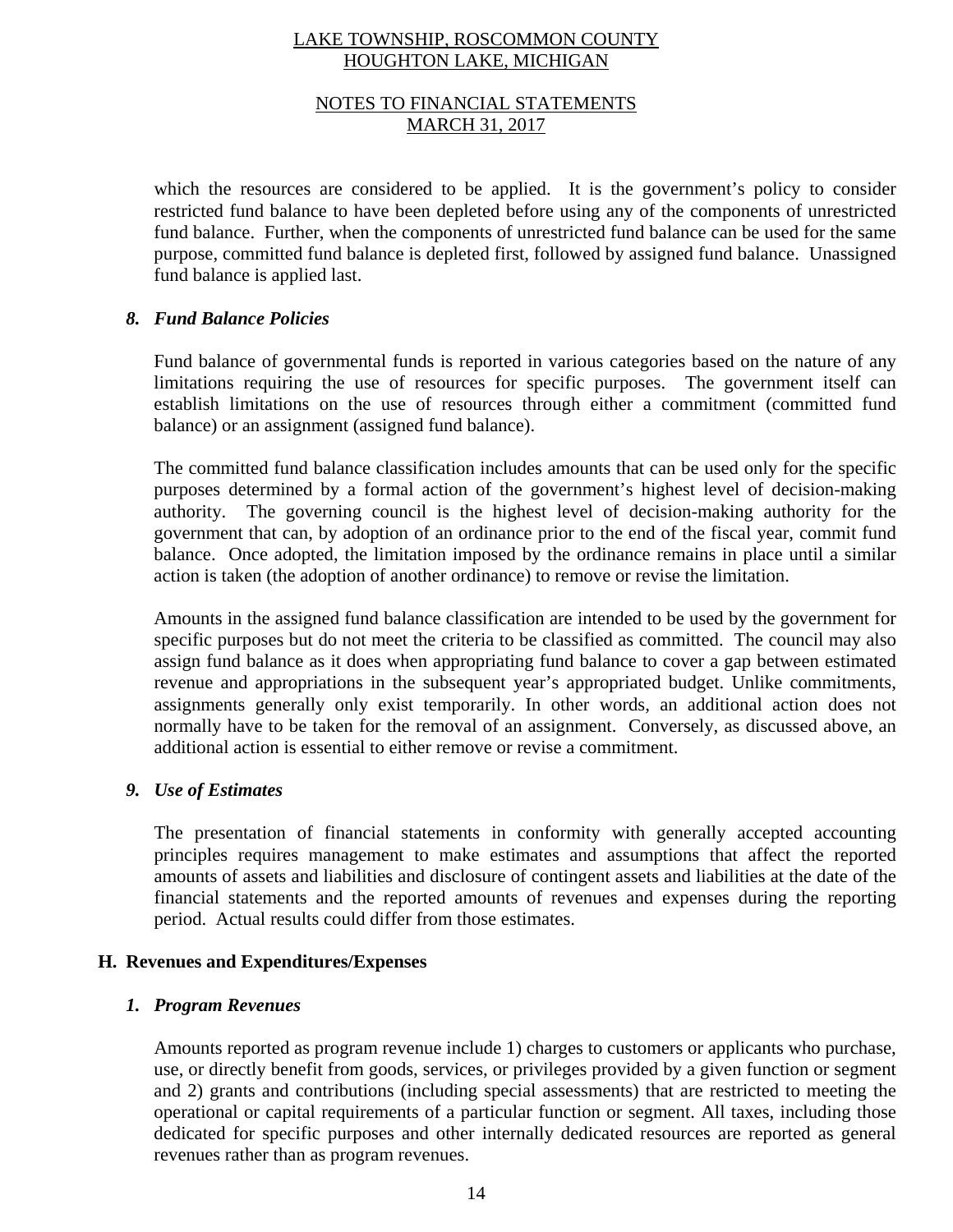which the resources are considered to be applied. It is the government's policy to consider restricted fund balance to have been depleted before using any of the components of unrestricted fund balance. Further, when the components of unrestricted fund balance can be used for the same purpose, committed fund balance is depleted first, followed by assigned fund balance. Unassigned fund balance is applied last.

### *8. Fund Balance Policies*

Fund balance of governmental funds is reported in various categories based on the nature of any limitations requiring the use of resources for specific purposes. The government itself can establish limitations on the use of resources through either a commitment (committed fund balance) or an assignment (assigned fund balance).

The committed fund balance classification includes amounts that can be used only for the specific purposes determined by a formal action of the government's highest level of decision-making authority. The governing council is the highest level of decision-making authority for the government that can, by adoption of an ordinance prior to the end of the fiscal year, commit fund balance. Once adopted, the limitation imposed by the ordinance remains in place until a similar action is taken (the adoption of another ordinance) to remove or revise the limitation.

Amounts in the assigned fund balance classification are intended to be used by the government for specific purposes but do not meet the criteria to be classified as committed. The council may also assign fund balance as it does when appropriating fund balance to cover a gap between estimated revenue and appropriations in the subsequent year's appropriated budget. Unlike commitments, assignments generally only exist temporarily. In other words, an additional action does not normally have to be taken for the removal of an assignment. Conversely, as discussed above, an additional action is essential to either remove or revise a commitment.

### *9. Use of Estimates*

The presentation of financial statements in conformity with generally accepted accounting principles requires management to make estimates and assumptions that affect the reported amounts of assets and liabilities and disclosure of contingent assets and liabilities at the date of the financial statements and the reported amounts of revenues and expenses during the reporting period. Actual results could differ from those estimates.

## H. Revenues and Expenditures/Expenses

### *1. Program Revenues*

Amounts reported as program revenue include 1) charges to customers or applicants who purchase, use, or directly benefit from goods, services, or privileges provided by a given function or segment and 2) grants and contributions (including special assessments) that are restricted to meeting the operational or capital requirements of a particular function or segment. All taxes, including those dedicated for specific purposes and other internally dedicated resources are reported as general revenues rather than as program revenues.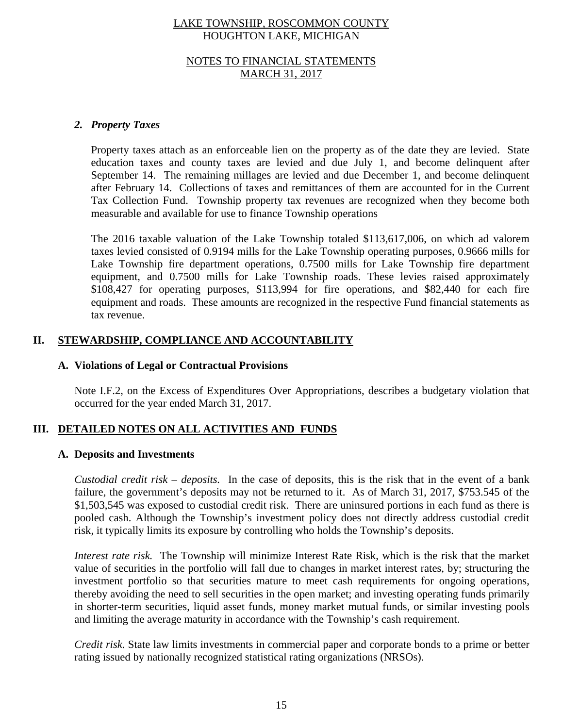LAKE TOWNSHIP, ROSCOMMON COUNTY
HOUGHTON LAKE, MICHIGAN

NOTES TO FINANCIAL STATEMENTS
MARCH 31, 2017

### *2. Property Taxes*

Property taxes attach as an enforceable lien on the property as of the date they are levied. State education taxes and county taxes are levied and due July 1, and become delinquent after September 14. The remaining millages are levied and due December 1, and become delinquent after February 14. Collections of taxes and remittances of them are accounted for in the Current Tax Collection Fund. Township property tax revenues are recognized when they become both measurable and available for use to finance Township operations

The 2016 taxable valuation of the Lake Township totaled $113,617,006, on which ad valorem taxes levied consisted of 0.9194 mills for the Lake Township operating purposes, 0.9666 mills for Lake Township fire department operations, 0.7500 mills for Lake Township fire department equipment, and 0.7500 mills for Lake Township roads. These levies raised approximately $108,427 for operating purposes, $113,994 for fire operations, and $82,440 for each fire equipment and roads. These amounts are recognized in the respective Fund financial statements as tax revenue.

## II. STEWARDSHIP, COMPLIANCE AND ACCOUNTABILITY

### A. Violations of Legal or Contractual Provisions

Note I.F.2, on the Excess of Expenditures Over Appropriations, describes a budgetary violation that occurred for the year ended March 31, 2017.

## III. DETAILED NOTES ON ALL ACTIVITIES AND FUNDS

### A. Deposits and Investments

*Custodial credit risk – deposits.* In the case of deposits, this is the risk that in the event of a bank failure, the government's deposits may not be returned to it. As of March 31, 2017, $753.545 of the $1,503,545 was exposed to custodial credit risk. There are uninsured portions in each fund as there is pooled cash. Although the Township's investment policy does not directly address custodial credit risk, it typically limits its exposure by controlling who holds the Township's deposits.

*Interest rate risk.* The Township will minimize Interest Rate Risk, which is the risk that the market value of securities in the portfolio will fall due to changes in market interest rates, by; structuring the investment portfolio so that securities mature to meet cash requirements for ongoing operations, thereby avoiding the need to sell securities in the open market; and investing operating funds primarily in shorter-term securities, liquid asset funds, money market mutual funds, or similar investing pools and limiting the average maturity in accordance with the Township's cash requirement.

*Credit risk.* State law limits investments in commercial paper and corporate bonds to a prime or better rating issued by nationally recognized statistical rating organizations (NRSOs).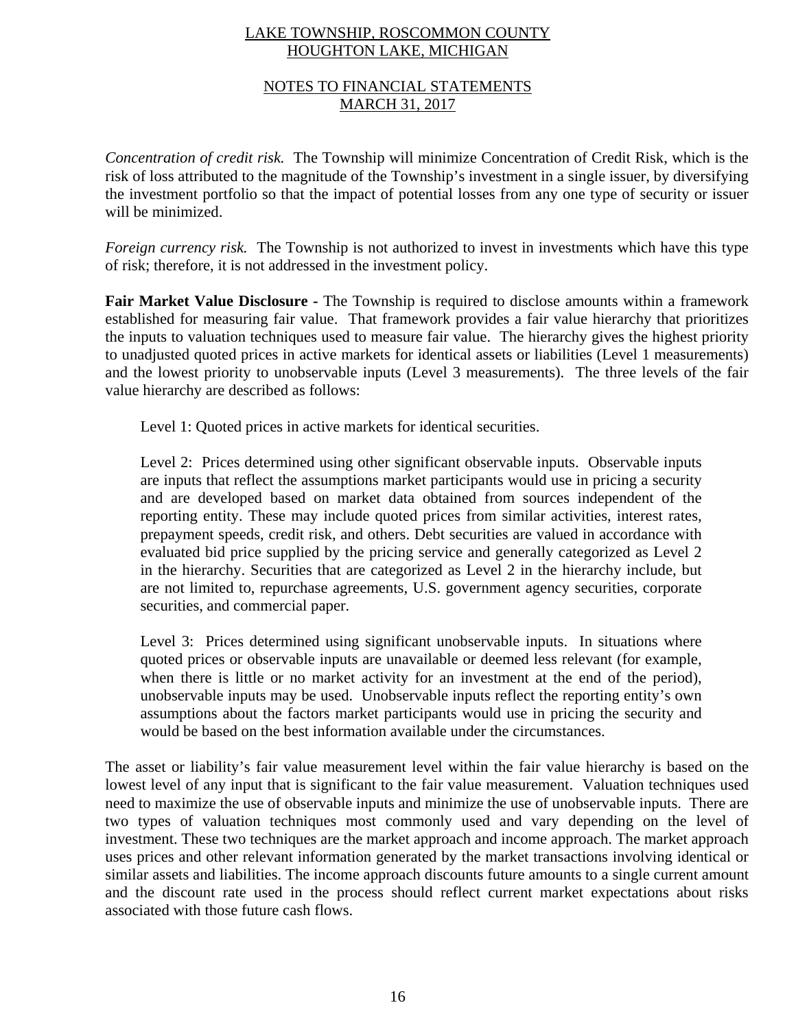*Concentration of credit risk.* The Township will minimize Concentration of Credit Risk, which is the risk of loss attributed to the magnitude of the Township's investment in a single issuer, by diversifying the investment portfolio so that the impact of potential losses from any one type of security or issuer will be minimized.

*Foreign currency risk.* The Township is not authorized to invest in investments which have this type of risk; therefore, it is not addressed in the investment policy.

**Fair Market Value Disclosure -** The Township is required to disclose amounts within a framework established for measuring fair value. That framework provides a fair value hierarchy that prioritizes the inputs to valuation techniques used to measure fair value. The hierarchy gives the highest priority to unadjusted quoted prices in active markets for identical assets or liabilities (Level 1 measurements) and the lowest priority to unobservable inputs (Level 3 measurements). The three levels of the fair value hierarchy are described as follows:

> Level 1: Quoted prices in active markets for identical securities.
>
> Level 2: Prices determined using other significant observable inputs. Observable inputs are inputs that reflect the assumptions market participants would use in pricing a security and are developed based on market data obtained from sources independent of the reporting entity. These may include quoted prices from similar activities, interest rates, prepayment speeds, credit risk, and others. Debt securities are valued in accordance with evaluated bid price supplied by the pricing service and generally categorized as Level 2 in the hierarchy. Securities that are categorized as Level 2 in the hierarchy include, but are not limited to, repurchase agreements, U.S. government agency securities, corporate securities, and commercial paper.
>
> Level 3: Prices determined using significant unobservable inputs. In situations where quoted prices or observable inputs are unavailable or deemed less relevant (for example, when there is little or no market activity for an investment at the end of the period), unobservable inputs may be used. Unobservable inputs reflect the reporting entity's own assumptions about the factors market participants would use in pricing the security and would be based on the best information available under the circumstances.

The asset or liability's fair value measurement level within the fair value hierarchy is based on the lowest level of any input that is significant to the fair value measurement. Valuation techniques used need to maximize the use of observable inputs and minimize the use of unobservable inputs. There are two types of valuation techniques most commonly used and vary depending on the level of investment. These two techniques are the market approach and income approach. The market approach uses prices and other relevant information generated by the market transactions involving identical or similar assets and liabilities. The income approach discounts future amounts to a single current amount and the discount rate used in the process should reflect current market expectations about risks associated with those future cash flows.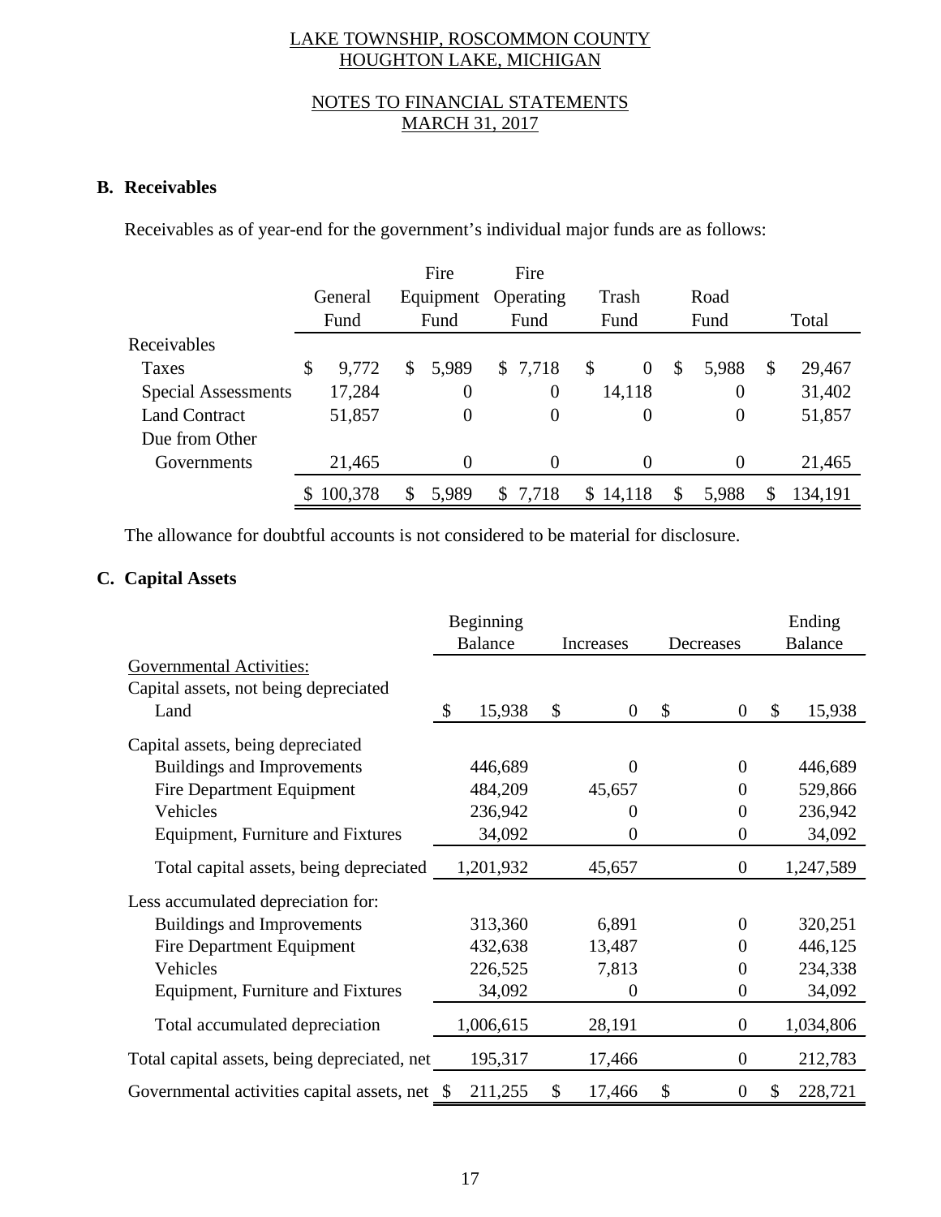# LAKE TOWNSHIP, ROSCOMMON COUNTY
# HOUGHTON LAKE, MICHIGAN

## NOTES TO FINANCIAL STATEMENTS
## MARCH 31, 2017

### B. Receivables

Receivables as of year-end for the government's individual major funds are as follows:

| | General Fund | Fire Equipment Fund | Fire Operating Fund | Trash Fund | Road Fund | Total |
|---|---|---|---|---|---|---|
| Receivables | | | | | | |
| Taxes | $ 9,772 | $ 5,989 | $ 7,718 | $ 0 | $ 5,988 | $ 29,467 |
| Special Assessments | 17,284 | 0 | 0 | 14,118 | 0 | 31,402 |
| Land Contract | 51,857 | 0 | 0 | 0 | 0 | 51,857 |
| Due from Other Governments | 21,465 | 0 | 0 | 0 | 0 | 21,465 |
| | $ 100,378 | $ 5,989 | $ 7,718 | $ 14,118 | $ 5,988 | $ 134,191 |

The allowance for doubtful accounts is not considered to be material for disclosure.

### C. Capital Assets

| | Beginning Balance | Increases | Decreases | Ending Balance |
|---|---|---|---|---|
| Governmental Activities: | | | | |
| Capital assets, not being depreciated | | | | |
| Land | $ 15,938 | $ 0 | $ 0 | $ 15,938 |
| Capital assets, being depreciated | | | | |
| Buildings and Improvements | 446,689 | 0 | 0 | 446,689 |
| Fire Department Equipment | 484,209 | 45,657 | 0 | 529,866 |
| Vehicles | 236,942 | 0 | 0 | 236,942 |
| Equipment, Furniture and Fixtures | 34,092 | 0 | 0 | 34,092 |
| Total capital assets, being depreciated | 1,201,932 | 45,657 | 0 | 1,247,589 |
| Less accumulated depreciation for: | | | | |
| Buildings and Improvements | 313,360 | 6,891 | 0 | 320,251 |
| Fire Department Equipment | 432,638 | 13,487 | 0 | 446,125 |
| Vehicles | 226,525 | 7,813 | 0 | 234,338 |
| Equipment, Furniture and Fixtures | 34,092 | 0 | 0 | 34,092 |
| Total accumulated depreciation | 1,006,615 | 28,191 | 0 | 1,034,806 |
| Total capital assets, being depreciated, net | 195,317 | 17,466 | 0 | 212,783 |
| Governmental activities capital assets, net | $ 211,255 | $ 17,466 | $ 0 | $ 228,721 |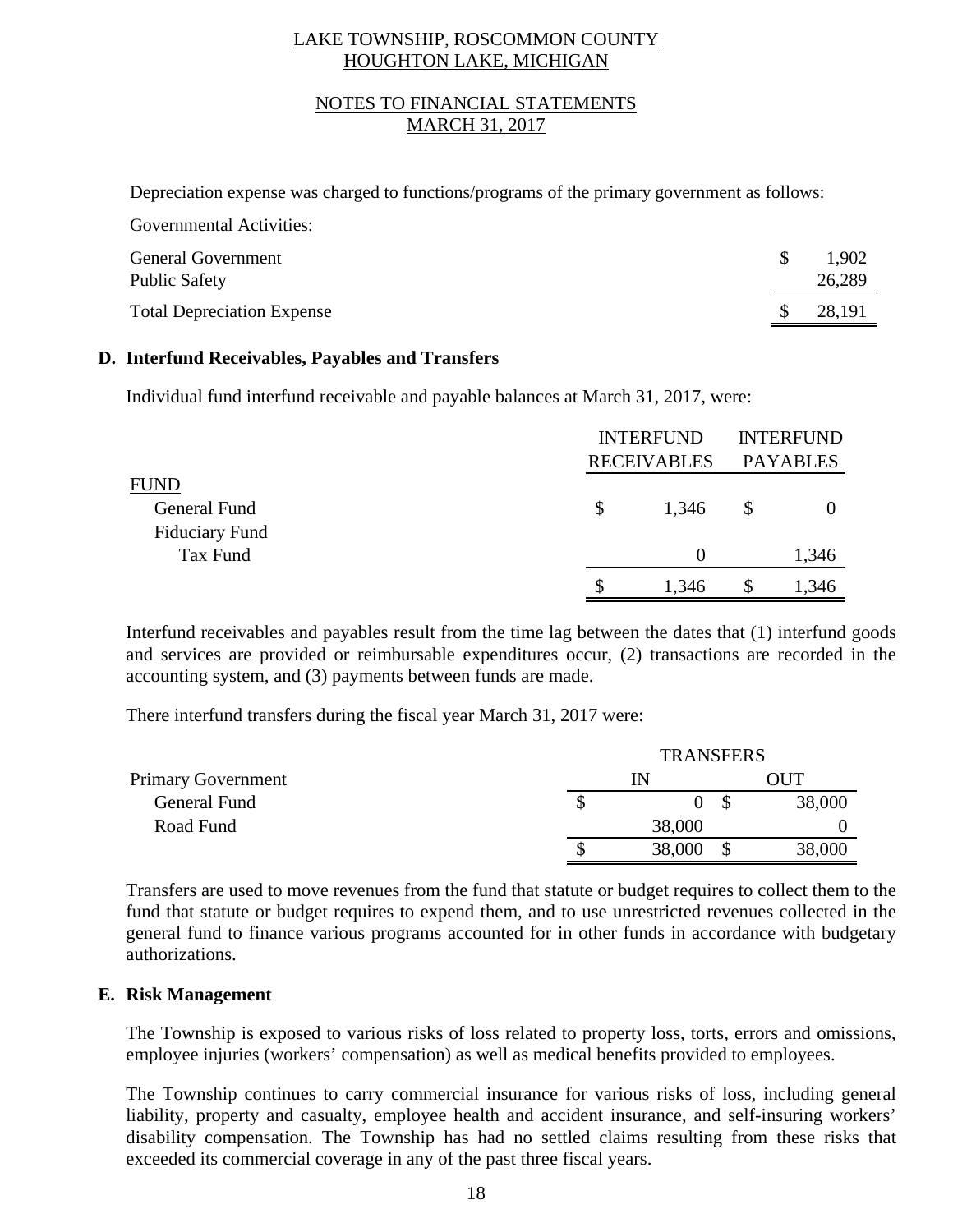Depreciation expense was charged to functions/programs of the primary government as follows:

Governmental Activities:

| | |
|---|---|
| General Government | $ 1,902 |
| Public Safety | 26,289 |
| Total Depreciation Expense | $ 28,191 |

## D. Interfund Receivables, Payables and Transfers

Individual fund interfund receivable and payable balances at March 31, 2017, were:

| FUND | INTERFUND RECEIVABLES | INTERFUND PAYABLES |
|---|---|---|
| General Fund | $ 1,346 | $ 0 |
| Fiduciary Fund | | |
| Tax Fund | 0 | 1,346 |
| | $ 1,346 | $ 1,346 |

Interfund receivables and payables result from the time lag between the dates that (1) interfund goods and services are provided or reimbursable expenditures occur, (2) transactions are recorded in the accounting system, and (3) payments between funds are made.

There interfund transfers during the fiscal year March 31, 2017 were:

| | TRANSFERS | |
|---|---|---|
| Primary Government | IN | OUT |
| General Fund | $ 0 | $ 38,000 |
| Road Fund | 38,000 | 0 |
| | $ 38,000 | $ 38,000 |

Transfers are used to move revenues from the fund that statute or budget requires to collect them to the fund that statute or budget requires to expend them, and to use unrestricted revenues collected in the general fund to finance various programs accounted for in other funds in accordance with budgetary authorizations.

## E. Risk Management

The Township is exposed to various risks of loss related to property loss, torts, errors and omissions, employee injuries (workers' compensation) as well as medical benefits provided to employees.

The Township continues to carry commercial insurance for various risks of loss, including general liability, property and casualty, employee health and accident insurance, and self-insuring workers' disability compensation. The Township has had no settled claims resulting from these risks that exceeded its commercial coverage in any of the past three fiscal years.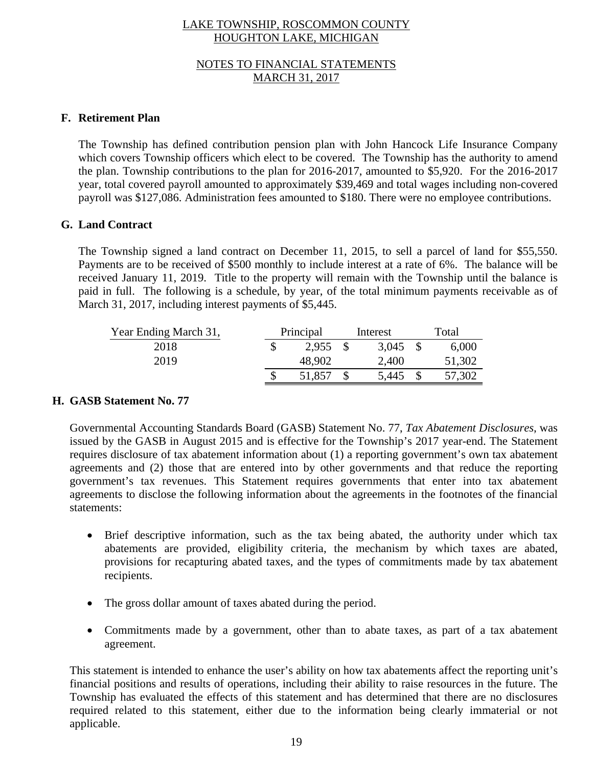# LAKE TOWNSHIP, ROSCOMMON COUNTY
# HOUGHTON LAKE, MICHIGAN

## NOTES TO FINANCIAL STATEMENTS
## MARCH 31, 2017

### F. Retirement Plan

The Township has defined contribution pension plan with John Hancock Life Insurance Company which covers Township officers which elect to be covered. The Township has the authority to amend the plan. Township contributions to the plan for 2016-2017, amounted to $5,920. For the 2016-2017 year, total covered payroll amounted to approximately $39,469 and total wages including non-covered payroll was $127,086. Administration fees amounted to $180. There were no employee contributions.

### G. Land Contract

The Township signed a land contract on December 11, 2015, to sell a parcel of land for $55,550. Payments are to be received of $500 monthly to include interest at a rate of 6%. The balance will be received January 11, 2019. Title to the property will remain with the Township until the balance is paid in full. The following is a schedule, by year, of the total minimum payments receivable as of March 31, 2017, including interest payments of $5,445.

| Year Ending March 31, | Principal | Interest | Total |
|---|---|---|---|
| 2018 | $ 2,955 | $ 3,045 | $ 6,000 |
| 2019 | 48,902 | 2,400 | 51,302 |
| | $ 51,857 | $ 5,445 | $ 57,302 |

### H. GASB Statement No. 77

Governmental Accounting Standards Board (GASB) Statement No. 77, *Tax Abatement Disclosures*, was issued by the GASB in August 2015 and is effective for the Township's 2017 year-end. The Statement requires disclosure of tax abatement information about (1) a reporting government's own tax abatement agreements and (2) those that are entered into by other governments and that reduce the reporting government's tax revenues. This Statement requires governments that enter into tax abatement agreements to disclose the following information about the agreements in the footnotes of the financial statements:

- Brief descriptive information, such as the tax being abated, the authority under which tax abatements are provided, eligibility criteria, the mechanism by which taxes are abated, provisions for recapturing abated taxes, and the types of commitments made by tax abatement recipients.

- The gross dollar amount of taxes abated during the period.

- Commitments made by a government, other than to abate taxes, as part of a tax abatement agreement.

This statement is intended to enhance the user's ability on how tax abatements affect the reporting unit's financial positions and results of operations, including their ability to raise resources in the future. The Township has evaluated the effects of this statement and has determined that there are no disclosures required related to this statement, either due to the information being clearly immaterial or not applicable.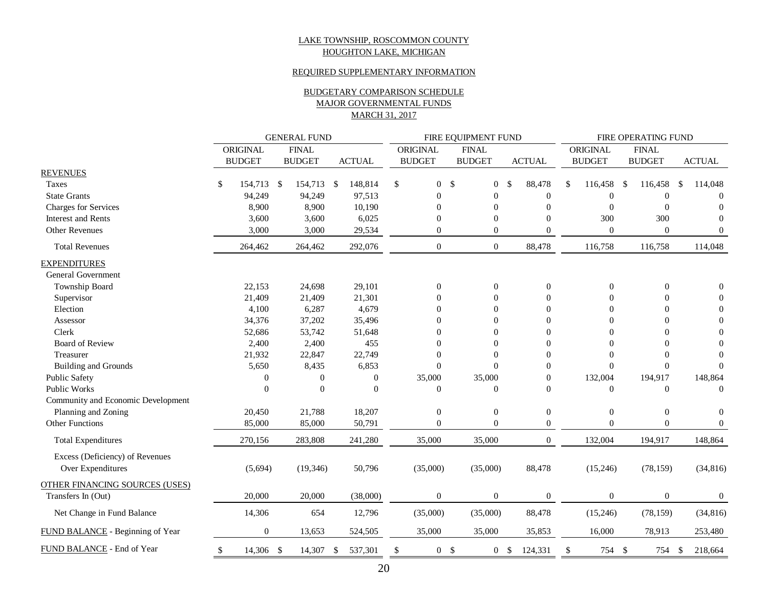LAKE TOWNSHIP, ROSCOMMON COUNTY
HOUGHTON LAKE, MICHIGAN

REQUIRED SUPPLEMENTARY INFORMATION

BUDGETARY COMPARISON SCHEDULE
MAJOR GOVERNMENTAL FUNDS
MARCH 31, 2017

| | GENERAL FUND | | | FIRE EQUIPMENT FUND | | | FIRE OPERATING FUND | | |
|---|---|---|---|---|---|---|---|---|---|
| | ORIGINAL BUDGET | FINAL BUDGET | ACTUAL | ORIGINAL BUDGET | FINAL BUDGET | ACTUAL | ORIGINAL BUDGET | FINAL BUDGET | ACTUAL |
| REVENUES | | | | | | | | | |
| Taxes | $ 154,713 | $ 154,713 | $ 148,814 | $ 0 | $ 0 | $ 88,478 | $ 116,458 | $ 116,458 | $ 114,048 |
| State Grants | 94,249 | 94,249 | 97,513 | 0 | 0 | 0 | 0 | 0 | 0 |
| Charges for Services | 8,900 | 8,900 | 10,190 | 0 | 0 | 0 | 0 | 0 | 0 |
| Interest and Rents | 3,600 | 3,600 | 6,025 | 0 | 0 | 0 | 300 | 300 | 0 |
| Other Revenues | 3,000 | 3,000 | 29,534 | 0 | 0 | 0 | 0 | 0 | 0 |
| Total Revenues | 264,462 | 264,462 | 292,076 | 0 | 0 | 88,478 | 116,758 | 116,758 | 114,048 |
| EXPENDITURES | | | | | | | | | |
| General Government | | | | | | | | | |
| Township Board | 22,153 | 24,698 | 29,101 | 0 | 0 | 0 | 0 | 0 | 0 |
| Supervisor | 21,409 | 21,409 | 21,301 | 0 | 0 | 0 | 0 | 0 | 0 |
| Election | 4,100 | 6,287 | 4,679 | 0 | 0 | 0 | 0 | 0 | 0 |
| Assessor | 34,376 | 37,202 | 35,496 | 0 | 0 | 0 | 0 | 0 | 0 |
| Clerk | 52,686 | 53,742 | 51,648 | 0 | 0 | 0 | 0 | 0 | 0 |
| Board of Review | 2,400 | 2,400 | 455 | 0 | 0 | 0 | 0 | 0 | 0 |
| Treasurer | 21,932 | 22,847 | 22,749 | 0 | 0 | 0 | 0 | 0 | 0 |
| Building and Grounds | 5,650 | 8,435 | 6,853 | 0 | 0 | 0 | 0 | 0 | 0 |
| Public Safety | 0 | 0 | 0 | 35,000 | 35,000 | 0 | 132,004 | 194,917 | 148,864 |
| Public Works | 0 | 0 | 0 | 0 | 0 | 0 | 0 | 0 | 0 |
| Community and Economic Development | | | | | | | | | |
| Planning and Zoning | 20,450 | 21,788 | 18,207 | 0 | 0 | 0 | 0 | 0 | 0 |
| Other Functions | 85,000 | 85,000 | 50,791 | 0 | 0 | 0 | 0 | 0 | 0 |
| Total Expenditures | 270,156 | 283,808 | 241,280 | 35,000 | 35,000 | 0 | 132,004 | 194,917 | 148,864 |
| Excess (Deficiency) of Revenues Over Expenditures | (5,694) | (19,346) | 50,796 | (35,000) | (35,000) | 88,478 | (15,246) | (78,159) | (34,816) |
| OTHER FINANCING SOURCES (USES) | | | | | | | | | |
| Transfers In (Out) | 20,000 | 20,000 | (38,000) | 0 | 0 | 0 | 0 | 0 | 0 |
| Net Change in Fund Balance | 14,306 | 654 | 12,796 | (35,000) | (35,000) | 88,478 | (15,246) | (78,159) | (34,816) |
| FUND BALANCE - Beginning of Year | 0 | 13,653 | 524,505 | 35,000 | 35,000 | 35,853 | 16,000 | 78,913 | 253,480 |
| FUND BALANCE - End of Year | $ 14,306 | $ 14,307 | $ 537,301 | $ 0 | $ 0 | $ 124,331 | $ 754 | $ 754 | $ 218,664 |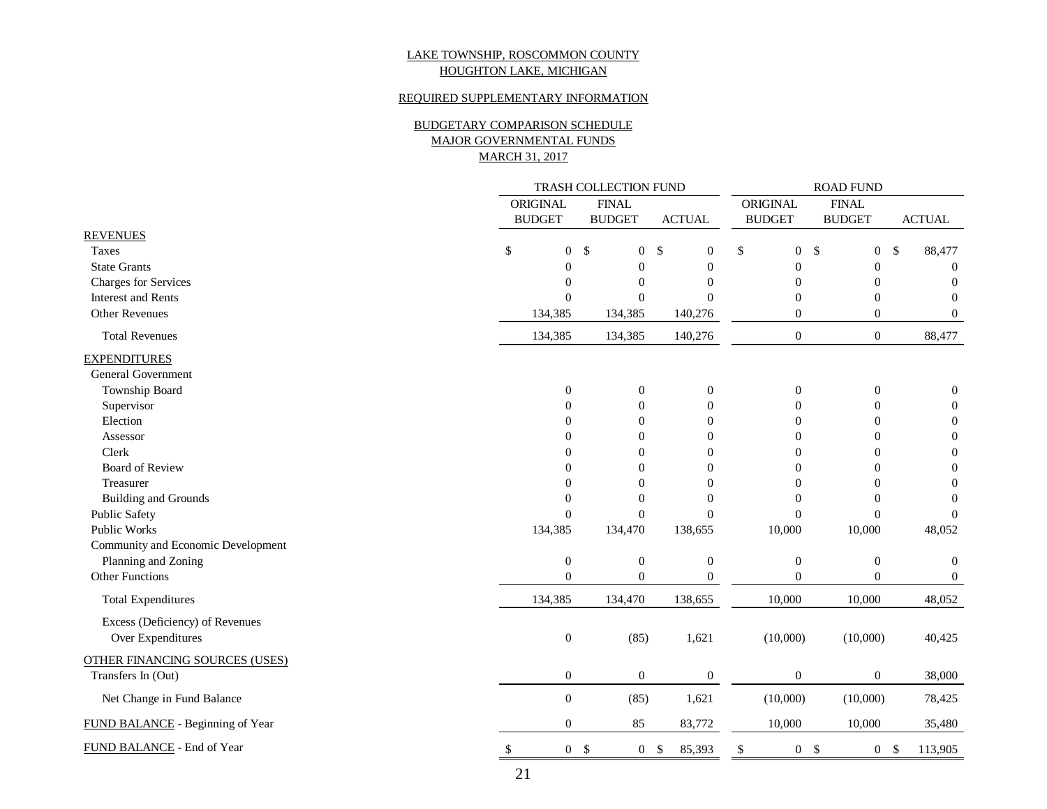LAKE TOWNSHIP, ROSCOMMON COUNTY
HOUGHTON LAKE, MICHIGAN

REQUIRED SUPPLEMENTARY INFORMATION

BUDGETARY COMPARISON SCHEDULE
MAJOR GOVERNMENTAL FUNDS
MARCH 31, 2017

| | TRASH COLLECTION FUND | | | ROAD FUND | | |
|---|---|---|---|---|---|---|
| | ORIGINAL BUDGET | FINAL BUDGET | ACTUAL | ORIGINAL BUDGET | FINAL BUDGET | ACTUAL |
| **REVENUES** | | | | | | |
| Taxes | $ 0 | $ 0 | $ 0 | $ 0 | $ 0 | $ 88,477 |
| State Grants | 0 | 0 | 0 | 0 | 0 | 0 |
| Charges for Services | 0 | 0 | 0 | 0 | 0 | 0 |
| Interest and Rents | 0 | 0 | 0 | 0 | 0 | 0 |
| Other Revenues | 134,385 | 134,385 | 140,276 | 0 | 0 | 0 |
| Total Revenues | 134,385 | 134,385 | 140,276 | 0 | 0 | 88,477 |
| **EXPENDITURES** | | | | | | |
| General Government | | | | | | |
| Township Board | 0 | 0 | 0 | 0 | 0 | 0 |
| Supervisor | 0 | 0 | 0 | 0 | 0 | 0 |
| Election | 0 | 0 | 0 | 0 | 0 | 0 |
| Assessor | 0 | 0 | 0 | 0 | 0 | 0 |
| Clerk | 0 | 0 | 0 | 0 | 0 | 0 |
| Board of Review | 0 | 0 | 0 | 0 | 0 | 0 |
| Treasurer | 0 | 0 | 0 | 0 | 0 | 0 |
| Building and Grounds | 0 | 0 | 0 | 0 | 0 | 0 |
| Public Safety | 0 | 0 | 0 | 0 | 0 | 0 |
| Public Works | 134,385 | 134,470 | 138,655 | 10,000 | 10,000 | 48,052 |
| Community and Economic Development | | | | | | |
| Planning and Zoning | 0 | 0 | 0 | 0 | 0 | 0 |
| Other Functions | 0 | 0 | 0 | 0 | 0 | 0 |
| Total Expenditures | 134,385 | 134,470 | 138,655 | 10,000 | 10,000 | 48,052 |
| Excess (Deficiency) of Revenues Over Expenditures | 0 | (85) | 1,621 | (10,000) | (10,000) | 40,425 |
| **OTHER FINANCING SOURCES (USES)** | | | | | | |
| Transfers In (Out) | 0 | 0 | 0 | 0 | 0 | 38,000 |
| Net Change in Fund Balance | 0 | (85) | 1,621 | (10,000) | (10,000) | 78,425 |
| FUND BALANCE - Beginning of Year | 0 | 85 | 83,772 | 10,000 | 10,000 | 35,480 |
| FUND BALANCE - End of Year | $ 0 | $ 0 | $ 85,393 | $ 0 | $ 0 | $ 113,905 |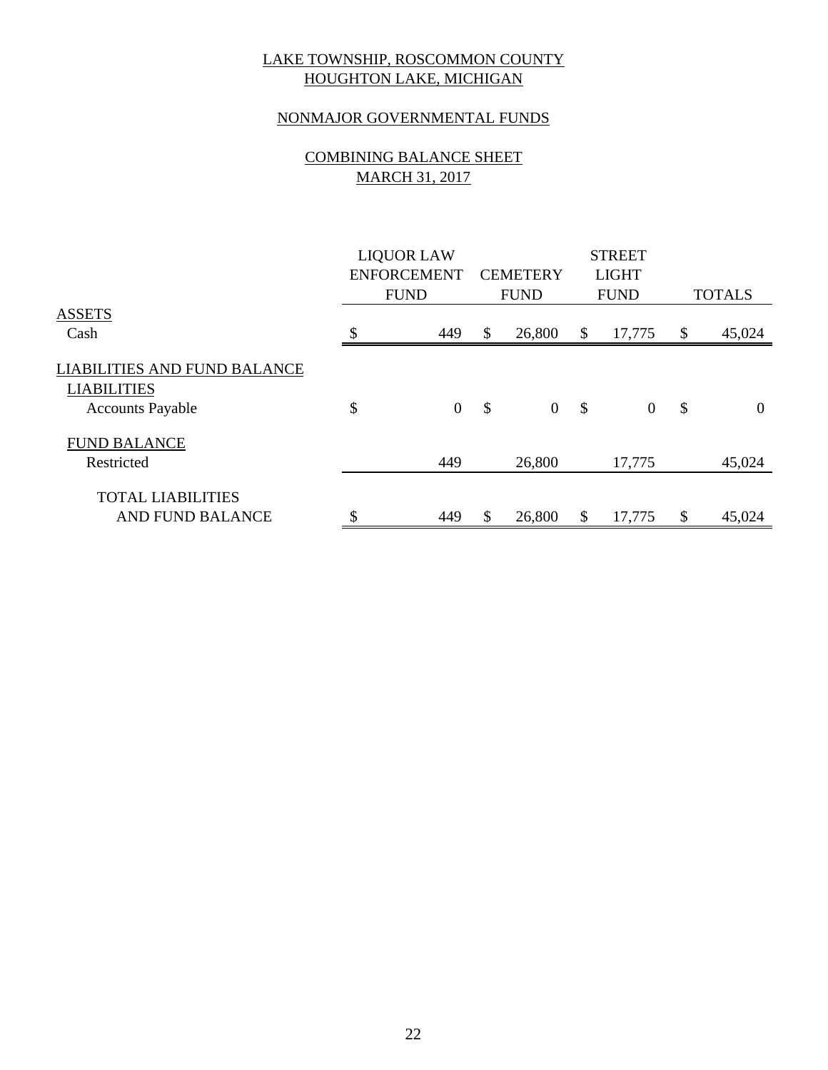# LAKE TOWNSHIP, ROSCOMMON COUNTY
# HOUGHTON LAKE, MICHIGAN

## NONMAJOR GOVERNMENTAL FUNDS

## COMBINING BALANCE SHEET
## MARCH 31, 2017

| | LIQUOR LAW ENFORCEMENT FUND | CEMETERY FUND | STREET LIGHT FUND | TOTALS |
|---|---|---|---|---|
| ASSETS | | | | |
| Cash | $ 449 | $ 26,800 | $ 17,775 | $ 45,024 |
| LIABILITIES AND FUND BALANCE | | | | |
| LIABILITIES | | | | |
| Accounts Payable | $ 0 | $ 0 | $ 0 | $ 0 |
| FUND BALANCE | | | | |
| Restricted | 449 | 26,800 | 17,775 | 45,024 |
| TOTAL LIABILITIES AND FUND BALANCE | $ 449 | $ 26,800 | $ 17,775 | $ 45,024 |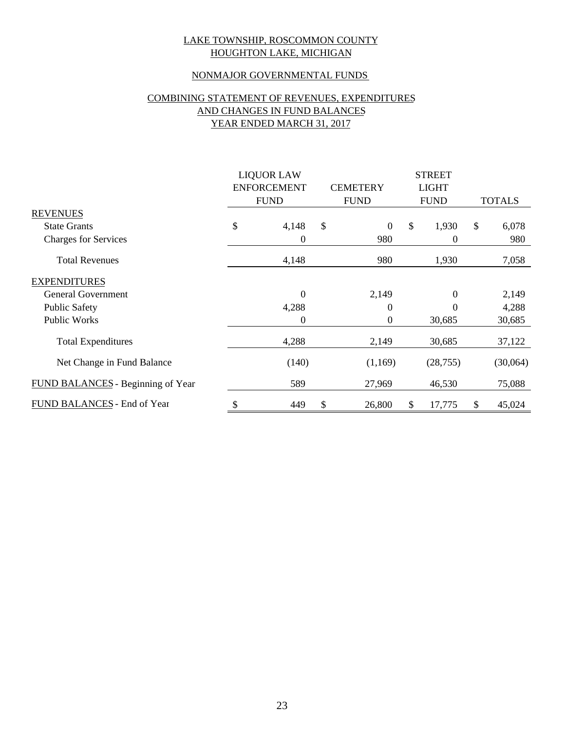LAKE TOWNSHIP, ROSCOMMON COUNTY
HOUGHTON LAKE, MICHIGAN

NONMAJOR GOVERNMENTAL FUNDS

COMBINING STATEMENT OF REVENUES, EXPENDITURES AND CHANGES IN FUND BALANCES
YEAR ENDED MARCH 31, 2017

| | LIQUOR LAW ENFORCEMENT FUND | CEMETERY FUND | STREET LIGHT FUND | TOTALS |
|---|---|---|---|---|
| REVENUES | | | | |
| State Grants | $ 4,148 | $ 0 | $ 1,930 | $ 6,078 |
| Charges for Services | 0 | 980 | 0 | 980 |
| Total Revenues | 4,148 | 980 | 1,930 | 7,058 |
| EXPENDITURES | | | | |
| General Government | 0 | 2,149 | 0 | 2,149 |
| Public Safety | 4,288 | 0 | 0 | 4,288 |
| Public Works | 0 | 0 | 30,685 | 30,685 |
| Total Expenditures | 4,288 | 2,149 | 30,685 | 37,122 |
| Net Change in Fund Balance | (140) | (1,169) | (28,755) | (30,064) |
| FUND BALANCES - Beginning of Year | 589 | 27,969 | 46,530 | 75,088 |
| FUND BALANCES - End of Year | $ 449 | $ 26,800 | $ 17,775 | $ 45,024 |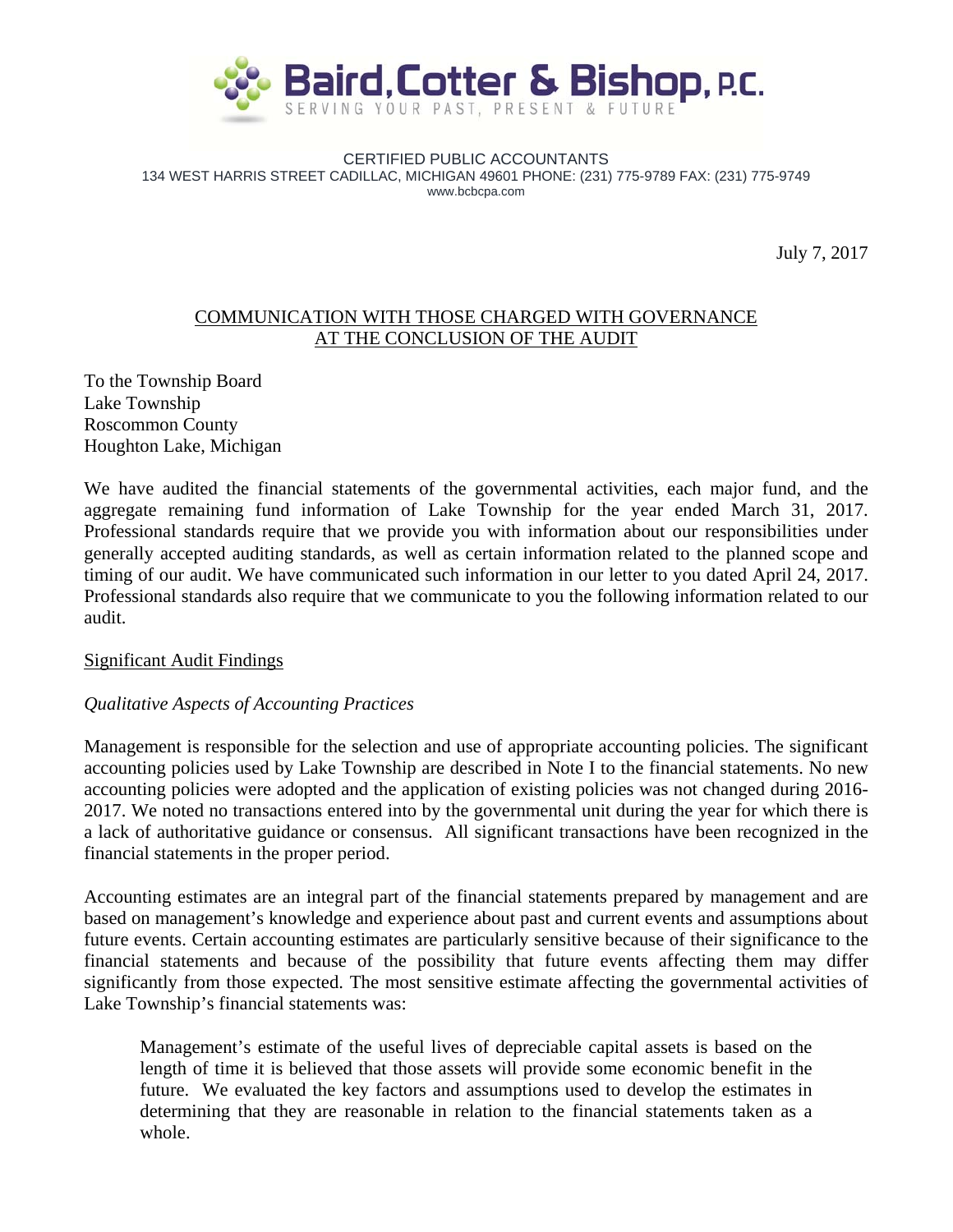# Baird, Cotter & Bishop, P.C.

SERVING YOUR PAST, PRESENT & FUTURE

CERTIFIED PUBLIC ACCOUNTANTS
134 WEST HARRIS STREET CADILLAC, MICHIGAN 49601 PHONE: (231) 775-9789 FAX: (231) 775-9749
www.bcbcpa.com

July 7, 2017

## COMMUNICATION WITH THOSE CHARGED WITH GOVERNANCE AT THE CONCLUSION OF THE AUDIT

To the Township Board
Lake Township
Roscommon County
Houghton Lake, Michigan

We have audited the financial statements of the governmental activities, each major fund, and the aggregate remaining fund information of Lake Township for the year ended March 31, 2017. Professional standards require that we provide you with information about our responsibilities under generally accepted auditing standards, as well as certain information related to the planned scope and timing of our audit. We have communicated such information in our letter to you dated April 24, 2017. Professional standards also require that we communicate to you the following information related to our audit.

### Significant Audit Findings

*Qualitative Aspects of Accounting Practices*

Management is responsible for the selection and use of appropriate accounting policies. The significant accounting policies used by Lake Township are described in Note I to the financial statements. No new accounting policies were adopted and the application of existing policies was not changed during 2016-2017. We noted no transactions entered into by the governmental unit during the year for which there is a lack of authoritative guidance or consensus. All significant transactions have been recognized in the financial statements in the proper period.

Accounting estimates are an integral part of the financial statements prepared by management and are based on management's knowledge and experience about past and current events and assumptions about future events. Certain accounting estimates are particularly sensitive because of their significance to the financial statements and because of the possibility that future events affecting them may differ significantly from those expected. The most sensitive estimate affecting the governmental activities of Lake Township's financial statements was:

> Management's estimate of the useful lives of depreciable capital assets is based on the length of time it is believed that those assets will provide some economic benefit in the future. We evaluated the key factors and assumptions used to develop the estimates in determining that they are reasonable in relation to the financial statements taken as a whole.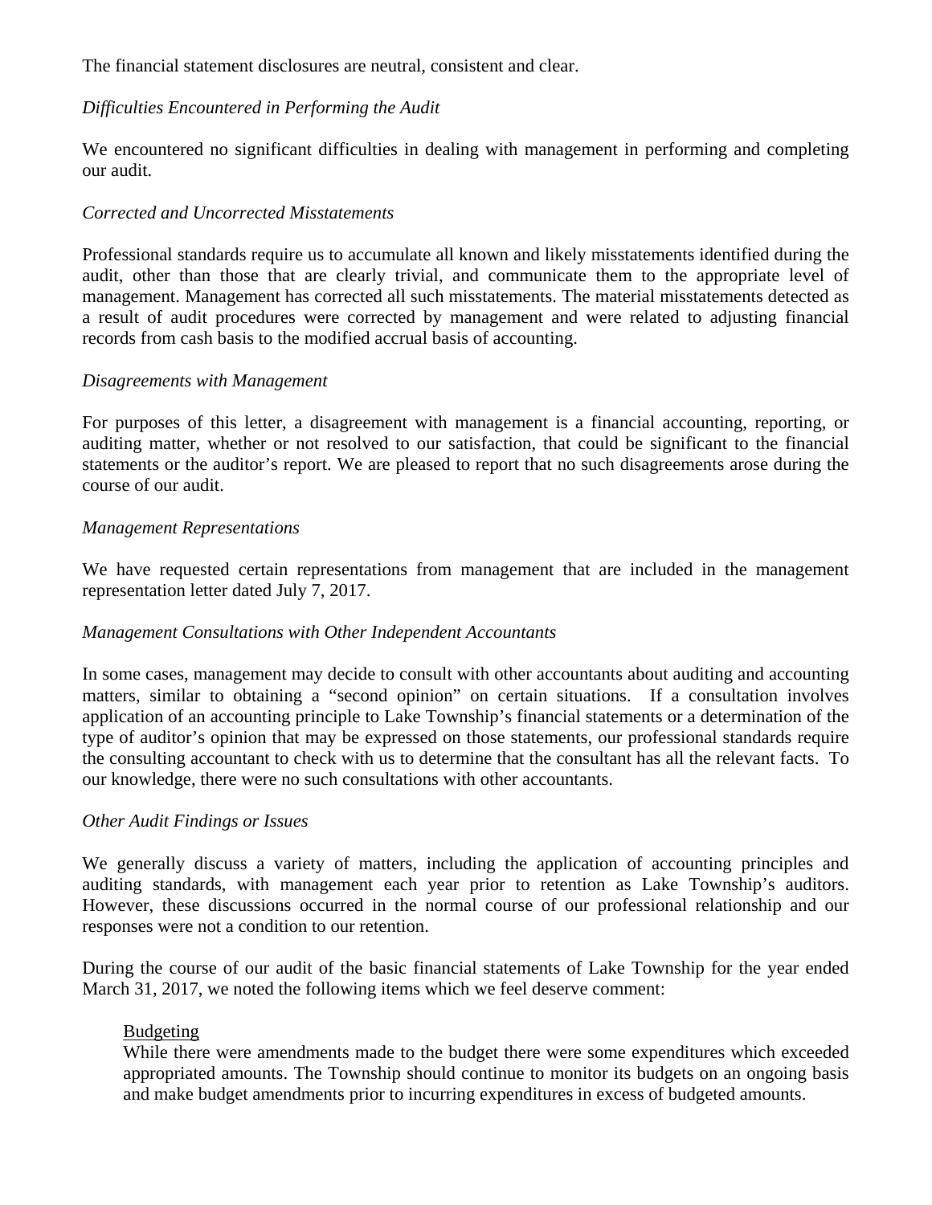The financial statement disclosures are neutral, consistent and clear.

*Difficulties Encountered in Performing the Audit*

We encountered no significant difficulties in dealing with management in performing and completing our audit.

*Corrected and Uncorrected Misstatements*

Professional standards require us to accumulate all known and likely misstatements identified during the audit, other than those that are clearly trivial, and communicate them to the appropriate level of management. Management has corrected all such misstatements. The material misstatements detected as a result of audit procedures were corrected by management and were related to adjusting financial records from cash basis to the modified accrual basis of accounting.

*Disagreements with Management*

For purposes of this letter, a disagreement with management is a financial accounting, reporting, or auditing matter, whether or not resolved to our satisfaction, that could be significant to the financial statements or the auditor's report. We are pleased to report that no such disagreements arose during the course of our audit.

*Management Representations*

We have requested certain representations from management that are included in the management representation letter dated July 7, 2017.

*Management Consultations with Other Independent Accountants*

In some cases, management may decide to consult with other accountants about auditing and accounting matters, similar to obtaining a "second opinion" on certain situations. If a consultation involves application of an accounting principle to Lake Township's financial statements or a determination of the type of auditor's opinion that may be expressed on those statements, our professional standards require the consulting accountant to check with us to determine that the consultant has all the relevant facts. To our knowledge, there were no such consultations with other accountants.

*Other Audit Findings or Issues*

We generally discuss a variety of matters, including the application of accounting principles and auditing standards, with management each year prior to retention as Lake Township's auditors. However, these discussions occurred in the normal course of our professional relationship and our responses were not a condition to our retention.

During the course of our audit of the basic financial statements of Lake Township for the year ended March 31, 2017, we noted the following items which we feel deserve comment:

<u>Budgeting</u>
While there were amendments made to the budget there were some expenditures which exceeded appropriated amounts. The Township should continue to monitor its budgets on an ongoing basis and make budget amendments prior to incurring expenditures in excess of budgeted amounts.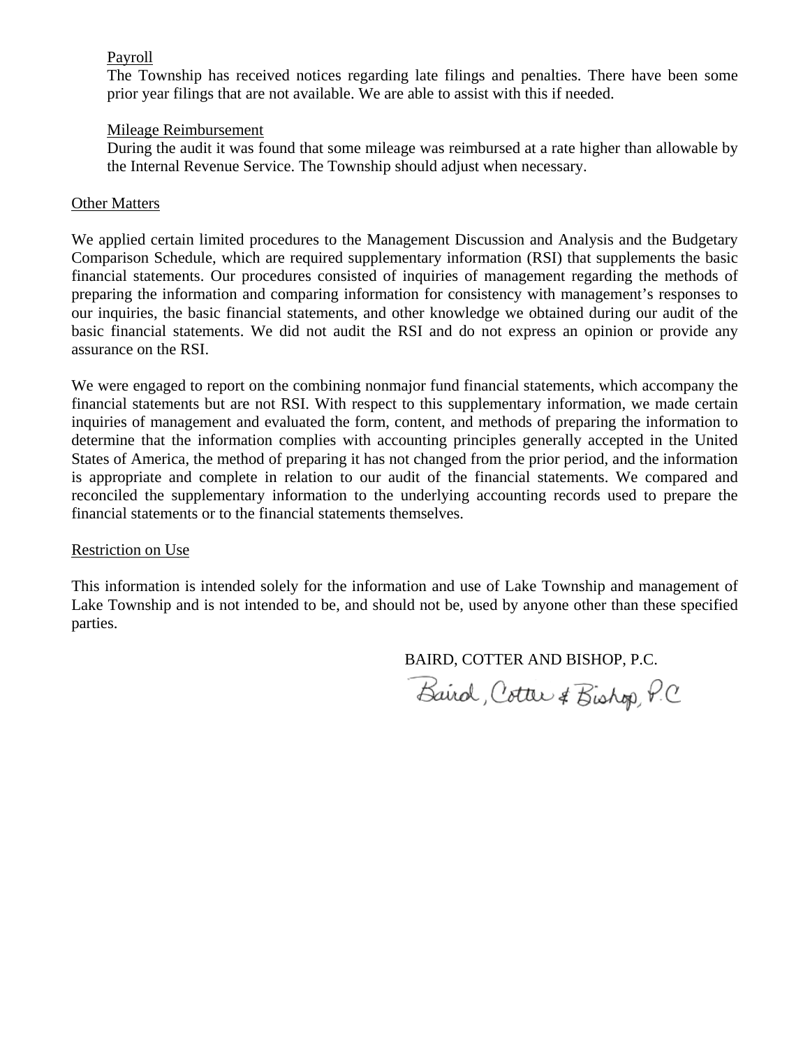Payroll

The Township has received notices regarding late filings and penalties. There have been some prior year filings that are not available. We are able to assist with this if needed.

Mileage Reimbursement

During the audit it was found that some mileage was reimbursed at a rate higher than allowable by the Internal Revenue Service. The Township should adjust when necessary.

Other Matters

We applied certain limited procedures to the Management Discussion and Analysis and the Budgetary Comparison Schedule, which are required supplementary information (RSI) that supplements the basic financial statements. Our procedures consisted of inquiries of management regarding the methods of preparing the information and comparing information for consistency with management's responses to our inquiries, the basic financial statements, and other knowledge we obtained during our audit of the basic financial statements. We did not audit the RSI and do not express an opinion or provide any assurance on the RSI.

We were engaged to report on the combining nonmajor fund financial statements, which accompany the financial statements but are not RSI. With respect to this supplementary information, we made certain inquiries of management and evaluated the form, content, and methods of preparing the information to determine that the information complies with accounting principles generally accepted in the United States of America, the method of preparing it has not changed from the prior period, and the information is appropriate and complete in relation to our audit of the financial statements. We compared and reconciled the supplementary information to the underlying accounting records used to prepare the financial statements or to the financial statements themselves.

Restriction on Use

This information is intended solely for the information and use of Lake Township and management of Lake Township and is not intended to be, and should not be, used by anyone other than these specified parties.

BAIRD, COTTER AND BISHOP, P.C.

Baird, Cotter & Bishop, P.C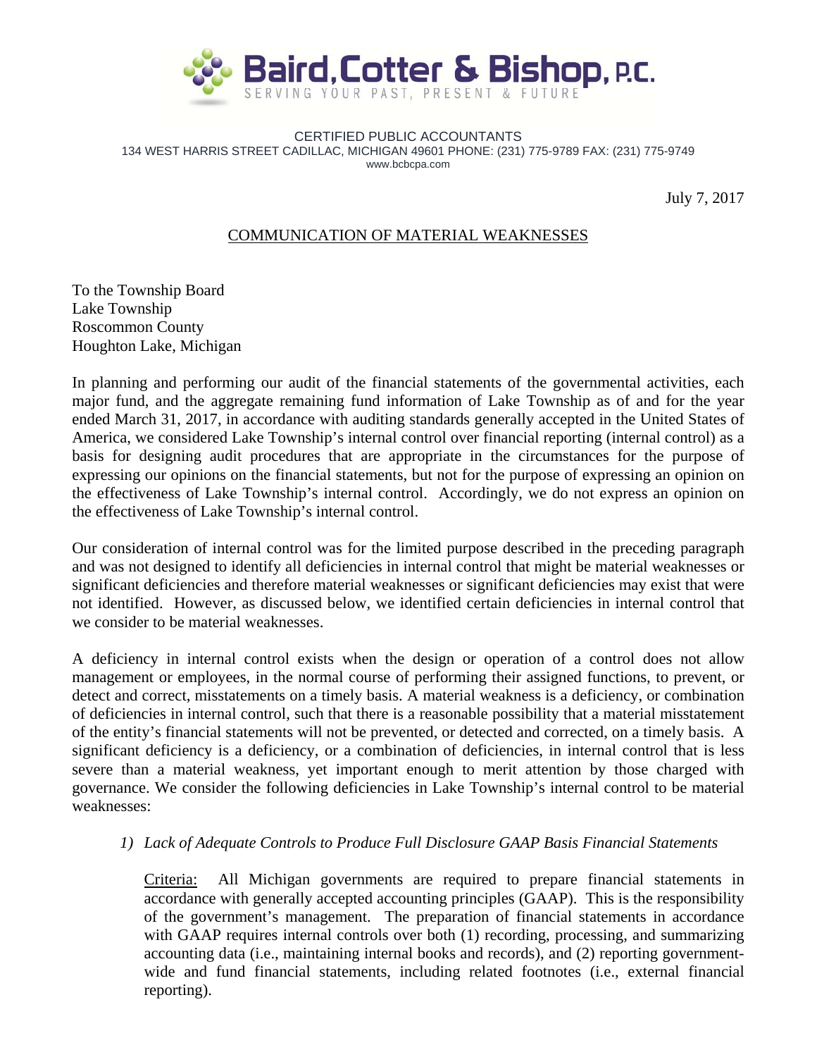**Baird, Cotter & Bishop, P.C.**
SERVING YOUR PAST, PRESENT & FUTURE

CERTIFIED PUBLIC ACCOUNTANTS
134 WEST HARRIS STREET CADILLAC, MICHIGAN 49601 PHONE: (231) 775-9789 FAX: (231) 775-9749
www.bcbcpa.com

July 7, 2017

## COMMUNICATION OF MATERIAL WEAKNESSES

To the Township Board
Lake Township
Roscommon County
Houghton Lake, Michigan

In planning and performing our audit of the financial statements of the governmental activities, each major fund, and the aggregate remaining fund information of Lake Township as of and for the year ended March 31, 2017, in accordance with auditing standards generally accepted in the United States of America, we considered Lake Township's internal control over financial reporting (internal control) as a basis for designing audit procedures that are appropriate in the circumstances for the purpose of expressing our opinions on the financial statements, but not for the purpose of expressing an opinion on the effectiveness of Lake Township's internal control. Accordingly, we do not express an opinion on the effectiveness of Lake Township's internal control.

Our consideration of internal control was for the limited purpose described in the preceding paragraph and was not designed to identify all deficiencies in internal control that might be material weaknesses or significant deficiencies and therefore material weaknesses or significant deficiencies may exist that were not identified. However, as discussed below, we identified certain deficiencies in internal control that we consider to be material weaknesses.

A deficiency in internal control exists when the design or operation of a control does not allow management or employees, in the normal course of performing their assigned functions, to prevent, or detect and correct, misstatements on a timely basis. A material weakness is a deficiency, or combination of deficiencies in internal control, such that there is a reasonable possibility that a material misstatement of the entity's financial statements will not be prevented, or detected and corrected, on a timely basis. A significant deficiency is a deficiency, or a combination of deficiencies, in internal control that is less severe than a material weakness, yet important enough to merit attention by those charged with governance. We consider the following deficiencies in Lake Township's internal control to be material weaknesses:

1) *Lack of Adequate Controls to Produce Full Disclosure GAAP Basis Financial Statements*

   Criteria: All Michigan governments are required to prepare financial statements in accordance with generally accepted accounting principles (GAAP). This is the responsibility of the government's management. The preparation of financial statements in accordance with GAAP requires internal controls over both (1) recording, processing, and summarizing accounting data (i.e., maintaining internal books and records), and (2) reporting government-wide and fund financial statements, including related footnotes (i.e., external financial reporting).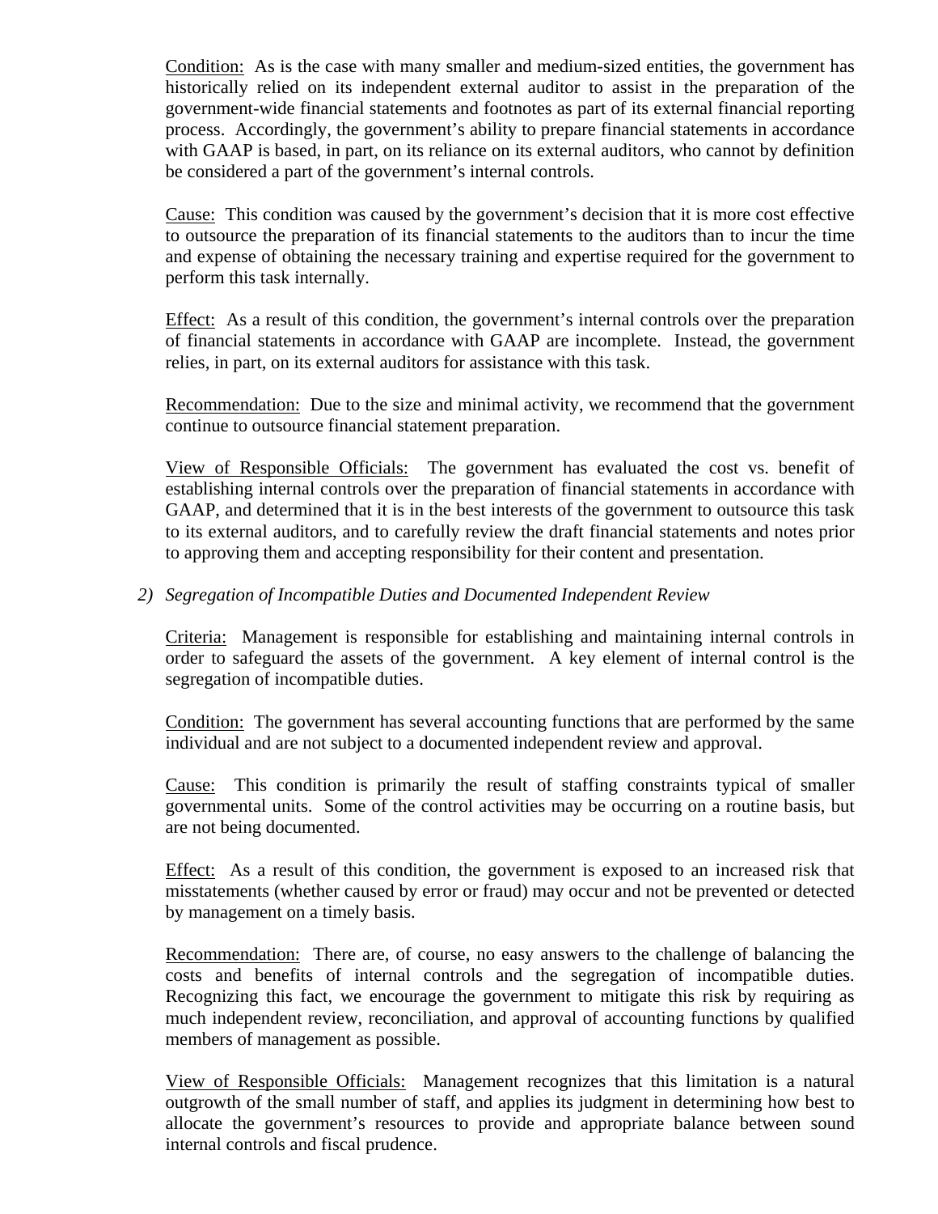<u>Condition:</u> As is the case with many smaller and medium-sized entities, the government has historically relied on its independent external auditor to assist in the preparation of the government-wide financial statements and footnotes as part of its external financial reporting process. Accordingly, the government's ability to prepare financial statements in accordance with GAAP is based, in part, on its reliance on its external auditors, who cannot by definition be considered a part of the government's internal controls.

<u>Cause:</u> This condition was caused by the government's decision that it is more cost effective to outsource the preparation of its financial statements to the auditors than to incur the time and expense of obtaining the necessary training and expertise required for the government to perform this task internally.

<u>Effect:</u> As a result of this condition, the government's internal controls over the preparation of financial statements in accordance with GAAP are incomplete. Instead, the government relies, in part, on its external auditors for assistance with this task.

<u>Recommendation:</u> Due to the size and minimal activity, we recommend that the government continue to outsource financial statement preparation.

<u>View of Responsible Officials:</u> The government has evaluated the cost vs. benefit of establishing internal controls over the preparation of financial statements in accordance with GAAP, and determined that it is in the best interests of the government to outsource this task to its external auditors, and to carefully review the draft financial statements and notes prior to approving them and accepting responsibility for their content and presentation.

2) *Segregation of Incompatible Duties and Documented Independent Review*

<u>Criteria:</u> Management is responsible for establishing and maintaining internal controls in order to safeguard the assets of the government. A key element of internal control is the segregation of incompatible duties.

<u>Condition:</u> The government has several accounting functions that are performed by the same individual and are not subject to a documented independent review and approval.

<u>Cause:</u> This condition is primarily the result of staffing constraints typical of smaller governmental units. Some of the control activities may be occurring on a routine basis, but are not being documented.

<u>Effect:</u> As a result of this condition, the government is exposed to an increased risk that misstatements (whether caused by error or fraud) may occur and not be prevented or detected by management on a timely basis.

<u>Recommendation:</u> There are, of course, no easy answers to the challenge of balancing the costs and benefits of internal controls and the segregation of incompatible duties. Recognizing this fact, we encourage the government to mitigate this risk by requiring as much independent review, reconciliation, and approval of accounting functions by qualified members of management as possible.

<u>View of Responsible Officials:</u> Management recognizes that this limitation is a natural outgrowth of the small number of staff, and applies its judgment in determining how best to allocate the government's resources to provide and appropriate balance between sound internal controls and fiscal prudence.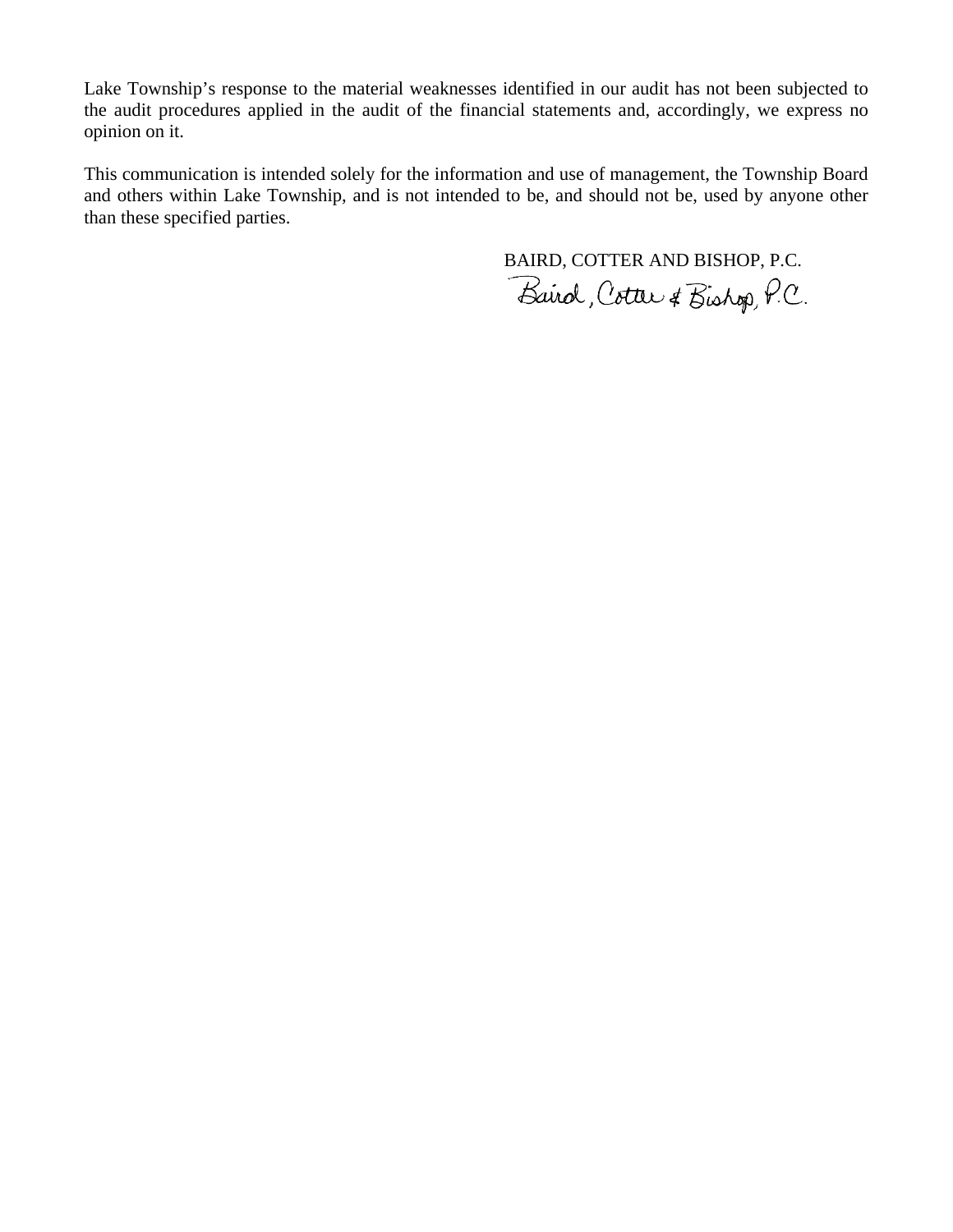Lake Township's response to the material weaknesses identified in our audit has not been subjected to the audit procedures applied in the audit of the financial statements and, accordingly, we express no opinion on it.

This communication is intended solely for the information and use of management, the Township Board and others within Lake Township, and is not intended to be, and should not be, used by anyone other than these specified parties.

BAIRD, COTTER AND BISHOP, P.C.

Baird, Cotter & Bishop, P.C.